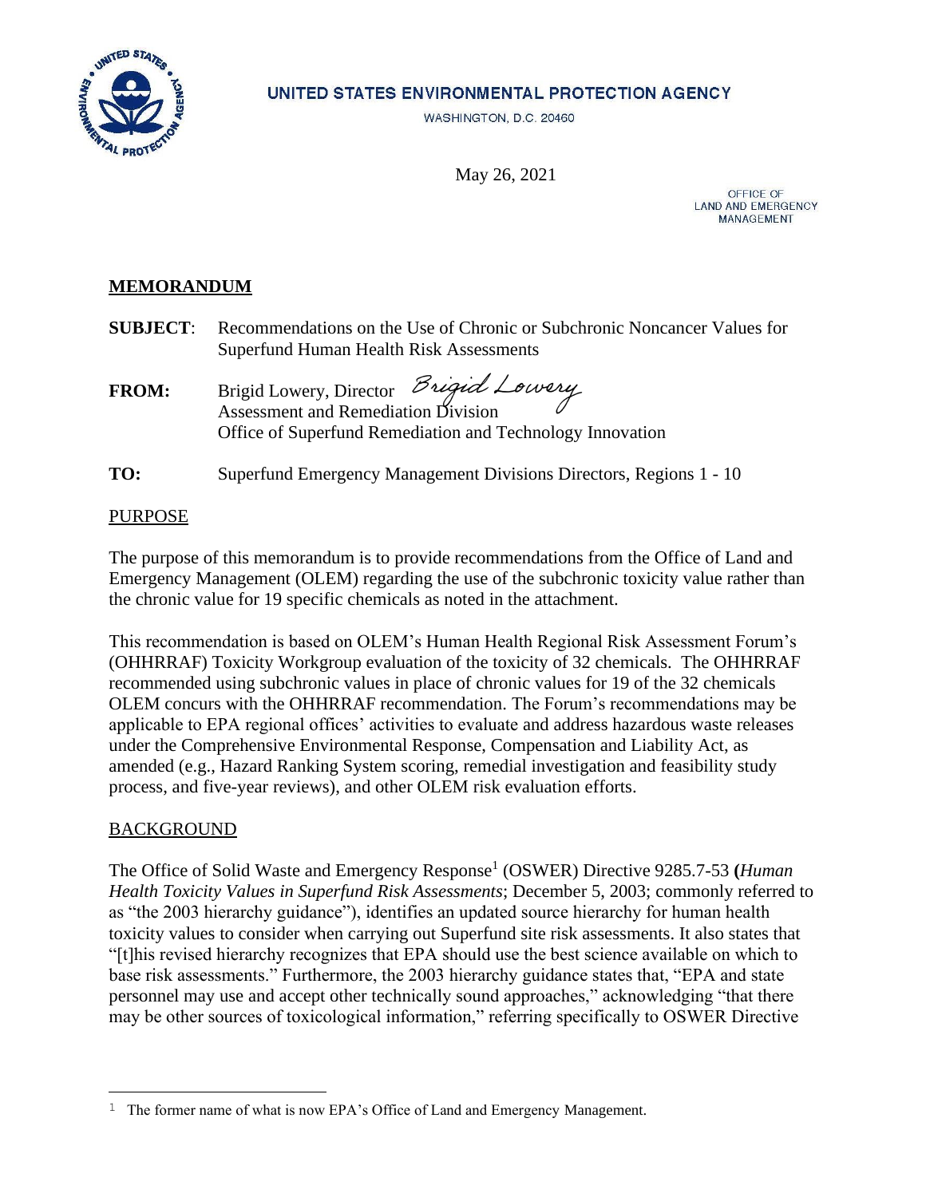UNITED STATES ENVIRONMENTAL PROTECTION AGENCY

WASHINGTON, D.C. 20460

May 26, 2021

OFFICE OF LAND AND EMERGENCY MANAGEMENT

**MEMORANDUM**

**SUBJECT**: Recommendations on the Use of Chronic or Subchronic Noncancer Values for Superfund Human Health Risk Assessments

**FROM:** Brigid Lowery, Director *Brigid Lowery*
Assessment and Remediation Division
Office of Superfund Remediation and Technology Innovation

**TO:** Superfund Emergency Management Divisions Directors, Regions 1 - 10

## PURPOSE

The purpose of this memorandum is to provide recommendations from the Office of Land and Emergency Management (OLEM) regarding the use of the subchronic toxicity value rather than the chronic value for 19 specific chemicals as noted in the attachment.

This recommendation is based on OLEM's Human Health Regional Risk Assessment Forum's (OHHRRAF) Toxicity Workgroup evaluation of the toxicity of 32 chemicals. The OHHRRAF recommended using subchronic values in place of chronic values for 19 of the 32 chemicals OLEM concurs with the OHHRRAF recommendation. The Forum's recommendations may be applicable to EPA regional offices' activities to evaluate and address hazardous waste releases under the Comprehensive Environmental Response, Compensation and Liability Act, as amended (e.g., Hazard Ranking System scoring, remedial investigation and feasibility study process, and five-year reviews), and other OLEM risk evaluation efforts.

## BACKGROUND

The Office of Solid Waste and Emergency Response[1] (OSWER) Directive 9285.7-53 **(***Human Health Toxicity Values in Superfund Risk Assessments*; December 5, 2003; commonly referred to as "the 2003 hierarchy guidance"), identifies an updated source hierarchy for human health toxicity values to consider when carrying out Superfund site risk assessments. It also states that "[t]his revised hierarchy recognizes that EPA should use the best science available on which to base risk assessments." Furthermore, the 2003 hierarchy guidance states that, "EPA and state personnel may use and accept other technically sound approaches," acknowledging "that there may be other sources of toxicological information," referring specifically to OSWER Directive

[1] The former name of what is now EPA's Office of Land and Emergency Management.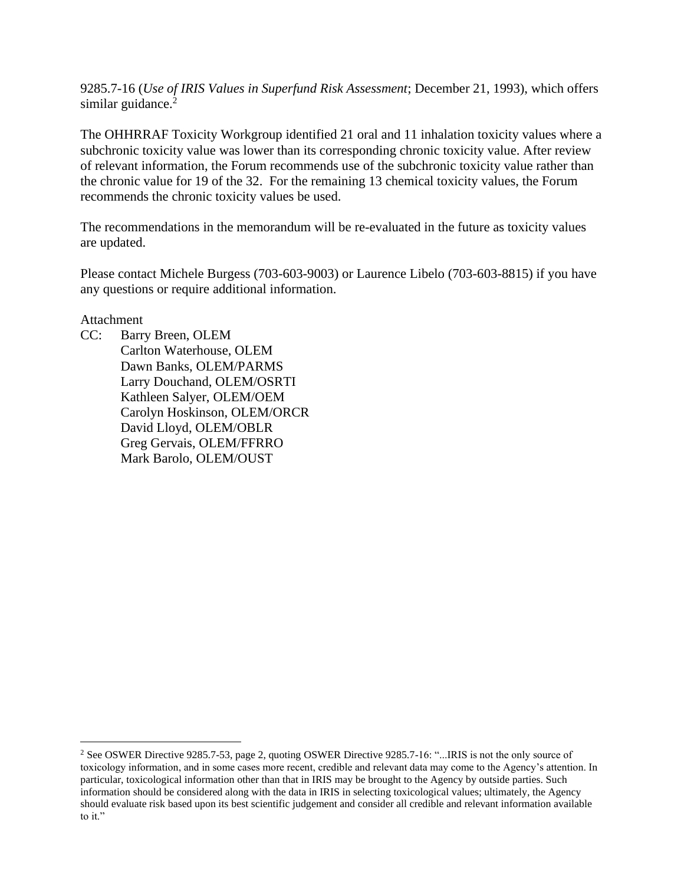9285.7-16 (*Use of IRIS Values in Superfund Risk Assessment*; December 21, 1993), which offers similar guidance.[2]

The OHHRRAF Toxicity Workgroup identified 21 oral and 11 inhalation toxicity values where a subchronic toxicity value was lower than its corresponding chronic toxicity value. After review of relevant information, the Forum recommends use of the subchronic toxicity value rather than the chronic value for 19 of the 32. For the remaining 13 chemical toxicity values, the Forum recommends the chronic toxicity values be used.

The recommendations in the memorandum will be re-evaluated in the future as toxicity values are updated.

Please contact Michele Burgess (703-603-9003) or Laurence Libelo (703-603-8815) if you have any questions or require additional information.

Attachment

CC: Barry Breen, OLEM
Carlton Waterhouse, OLEM
Dawn Banks, OLEM/PARMS
Larry Douchand, OLEM/OSRTI
Kathleen Salyer, OLEM/OEM
Carolyn Hoskinson, OLEM/ORCR
David Lloyd, OLEM/OBLR
Greg Gervais, OLEM/FFRRO
Mark Barolo, OLEM/OUST

---

[2] See OSWER Directive 9285.7-53, page 2, quoting OSWER Directive 9285.7-16: "...IRIS is not the only source of toxicology information, and in some cases more recent, credible and relevant data may come to the Agency's attention. In particular, toxicological information other than that in IRIS may be brought to the Agency by outside parties. Such information should be considered along with the data in IRIS in selecting toxicological values; ultimately, the Agency should evaluate risk based upon its best scientific judgement and consider all credible and relevant information available to it."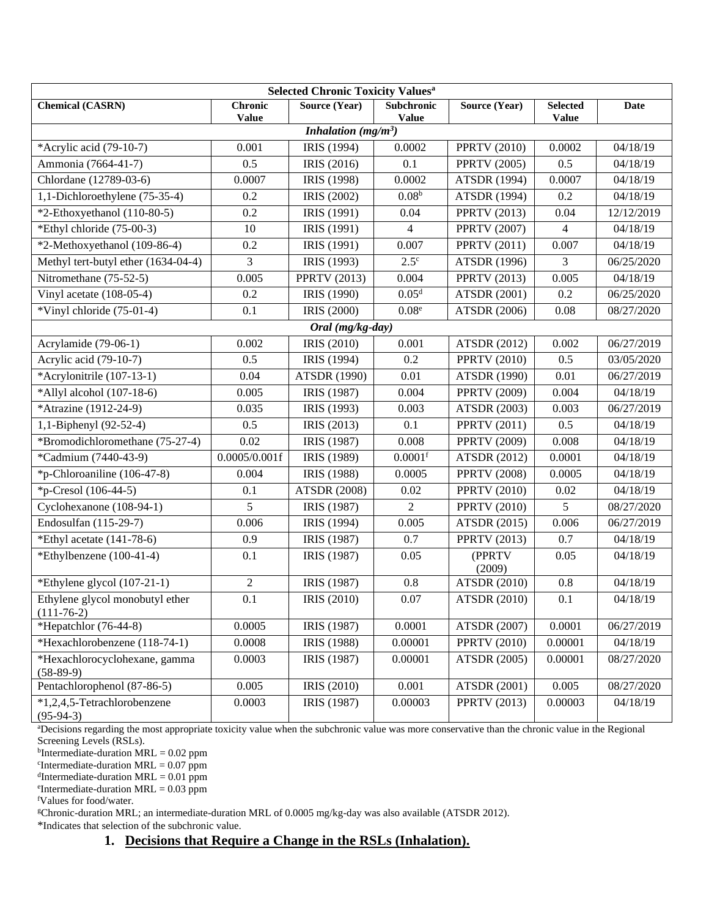| Selected Chronic Toxicity Values[a] | | | | | | |
|---|---|---|---|---|---|---|
| **Chemical (CASRN)** | **Chronic Value** | **Source (Year)** | **Subchronic Value** | **Source (Year)** | **Selected Value** | **Date** |
| ***Inhalation (mg/m³)*** | | | | | | |
| *Acrylic acid (79-10-7) | 0.001 | IRIS (1994) | 0.0002 | PPRTV (2010) | 0.0002 | 04/18/19 |
| Ammonia (7664-41-7) | 0.5 | IRIS (2016) | 0.1 | PPRTV (2005) | 0.5 | 04/18/19 |
| Chlordane (12789-03-6) | 0.0007 | IRIS (1998) | 0.0002 | ATSDR (1994) | 0.0007 | 04/18/19 |
| 1,1-Dichloroethylene (75-35-4) | 0.2 | IRIS (2002) | 0.08[b] | ATSDR (1994) | 0.2 | 04/18/19 |
| *2-Ethoxyethanol (110-80-5) | 0.2 | IRIS (1991) | 0.04 | PPRTV (2013) | 0.04 | 12/12/2019 |
| *Ethyl chloride (75-00-3) | 10 | IRIS (1991) | 4 | PPRTV (2007) | 4 | 04/18/19 |
| *2-Methoxyethanol (109-86-4) | 0.2 | IRIS (1991) | 0.007 | PPRTV (2011) | 0.007 | 04/18/19 |
| Methyl tert-butyl ether (1634-04-4) | 3 | IRIS (1993) | 2.5[c] | ATSDR (1996) | 3 | 06/25/2020 |
| Nitromethane (75-52-5) | 0.005 | PPRTV (2013) | 0.004 | PPRTV (2013) | 0.005 | 04/18/19 |
| Vinyl acetate (108-05-4) | 0.2 | IRIS (1990) | 0.05[d] | ATSDR (2001) | 0.2 | 06/25/2020 |
| *Vinyl chloride (75-01-4) | 0.1 | IRIS (2000) | 0.08[e] | ATSDR (2006) | 0.08 | 08/27/2020 |
| ***Oral (mg/kg-day)*** | | | | | | |
| Acrylamide (79-06-1) | 0.002 | IRIS (2010) | 0.001 | ATSDR (2012) | 0.002 | 06/27/2019 |
| Acrylic acid (79-10-7) | 0.5 | IRIS (1994) | 0.2 | PPRTV (2010) | 0.5 | 03/05/2020 |
| *Acrylonitrile (107-13-1) | 0.04 | ATSDR (1990) | 0.01 | ATSDR (1990) | 0.01 | 06/27/2019 |
| *Allyl alcohol (107-18-6) | 0.005 | IRIS (1987) | 0.004 | PPRTV (2009) | 0.004 | 04/18/19 |
| *Atrazine (1912-24-9) | 0.035 | IRIS (1993) | 0.003 | ATSDR (2003) | 0.003 | 06/27/2019 |
| 1,1-Biphenyl (92-52-4) | 0.5 | IRIS (2013) | 0.1 | PPRTV (2011) | 0.5 | 04/18/19 |
| *Bromodichloromethane (75-27-4) | 0.02 | IRIS (1987) | 0.008 | PPRTV (2009) | 0.008 | 04/18/19 |
| *Cadmium (7440-43-9) | 0.0005/0.001f | IRIS (1989) | 0.0001[f] | ATSDR (2012) | 0.0001 | 04/18/19 |
| *p-Chloroaniline (106-47-8) | 0.004 | IRIS (1988) | 0.0005 | PPRTV (2008) | 0.0005 | 04/18/19 |
| *p-Cresol (106-44-5) | 0.1 | ATSDR (2008) | 0.02 | PPRTV (2010) | 0.02 | 04/18/19 |
| Cyclohexanone (108-94-1) | 5 | IRIS (1987) | 2 | PPRTV (2010) | 5 | 08/27/2020 |
| Endosulfan (115-29-7) | 0.006 | IRIS (1994) | 0.005 | ATSDR (2015) | 0.006 | 06/27/2019 |
| *Ethyl acetate (141-78-6) | 0.9 | IRIS (1987) | 0.7 | PPRTV (2013) | 0.7 | 04/18/19 |
| *Ethylbenzene (100-41-4) | 0.1 | IRIS (1987) | 0.05 | (PPRTV (2009) | 0.05 | 04/18/19 |
| *Ethylene glycol (107-21-1) | 2 | IRIS (1987) | 0.8 | ATSDR (2010) | 0.8 | 04/18/19 |
| Ethylene glycol monobutyl ether (111-76-2) | 0.1 | IRIS (2010) | 0.07 | ATSDR (2010) | 0.1 | 04/18/19 |
| *Hepatchlor (76-44-8) | 0.0005 | IRIS (1987) | 0.0001 | ATSDR (2007) | 0.0001 | 06/27/2019 |
| *Hexachlorobenzene (118-74-1) | 0.0008 | IRIS (1988) | 0.00001 | PPRTV (2010) | 0.00001 | 04/18/19 |
| *Hexachlorocyclohexane, gamma (58-89-9) | 0.0003 | IRIS (1987) | 0.00001 | ATSDR (2005) | 0.00001 | 08/27/2020 |
| Pentachlorophenol (87-86-5) | 0.005 | IRIS (2010) | 0.001 | ATSDR (2001) | 0.005 | 08/27/2020 |
| *1,2,4,5-Tetrachlorobenzene (95-94-3) | 0.0003 | IRIS (1987) | 0.00003 | PPRTV (2013) | 0.00003 | 04/18/19 |

[a]Decisions regarding the most appropriate toxicity value when the subchronic value was more conservative than the chronic value in the Regional Screening Levels (RSLs).
[b]Intermediate-duration MRL = 0.02 ppm
[c]Intermediate-duration MRL = 0.07 ppm
[d]Intermediate-duration MRL = 0.01 ppm
[e]Intermediate-duration MRL = 0.03 ppm
[f]Values for food/water.
[g]Chronic-duration MRL; an intermediate-duration MRL of 0.0005 mg/kg-day was also available (ATSDR 2012).
*Indicates that selection of the subchronic value.

## 1. Decisions that Require a Change in the RSLs (Inhalation).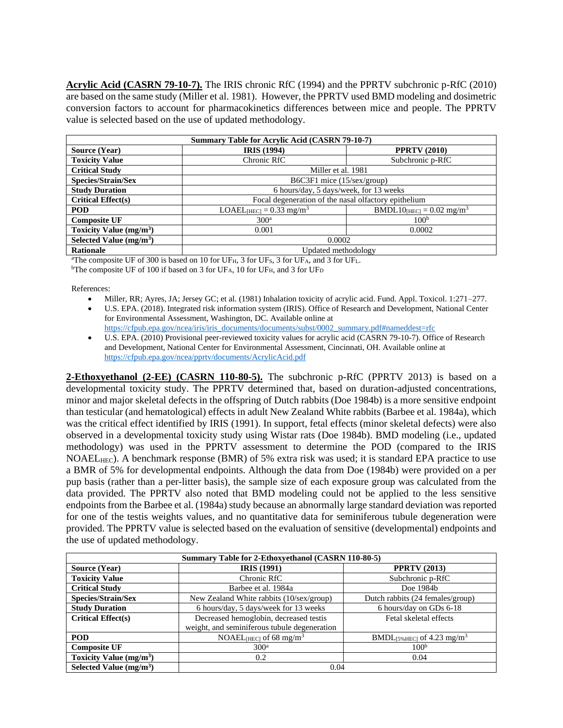**Acrylic Acid (CASRN 79-10-7).** The IRIS chronic RfC (1994) and the PPRTV subchronic p-RfC (2010) are based on the same study (Miller et al. 1981). However, the PPRTV used BMD modeling and dosimetric conversion factors to account for pharmacokinetics differences between mice and people. The PPRTV value is selected based on the use of updated methodology.

| Summary Table for Acrylic Acid (CASRN 79-10-7) | | |
|---|---|---|
| **Source (Year)** | **IRIS (1994)** | **PPRTV (2010)** |
| **Toxicity Value** | Chronic RfC | Subchronic p-RfC |
| **Critical Study** | Miller et al. 1981 | |
| **Species/Strain/Sex** | B6C3F1 mice (15/sex/group) | |
| **Study Duration** | 6 hours/day, 5 days/week, for 13 weeks | |
| **Critical Effect(s)** | Focal degeneration of the nasal olfactory epithelium | |
| **POD** | $LOAEL_{[HEC]}$ = 0.33 $mg/m^3$ | $BMDL10_{[HEC]}$ = 0.02 $mg/m^3$ |
| **Composite UF** | 300[a] | 100[b] |
| **Toxicity Value ($mg/m^3$)** | 0.001 | 0.0002 |
| **Selected Value ($mg/m^3$)** | 0.0002 | |
| **Rationale** | Updated methodology | |

[a]The composite UF of 300 is based on 10 for $UF_H$, 3 for $UF_S$, 3 for $UF_A$, and 3 for $UF_L$.

[b]The composite UF of 100 if based on 3 for $UF_A$, 10 for $UF_H$, and 3 for $UF_D$

References:

- Miller, RR; Ayres, JA; Jersey GC; et al. (1981) Inhalation toxicity of acrylic acid. Fund. Appl. Toxicol. 1:271–277.
- U.S. EPA. (2018). Integrated risk information system (IRIS). Office of Research and Development, National Center for Environmental Assessment, Washington, DC. Available online at https://cfpub.epa.gov/ncea/iris/iris_documents/documents/subst/0002_summary.pdf#nameddest=rfc
- U.S. EPA. (2010) Provisional peer-reviewed toxicity values for acrylic acid (CASRN 79-10-7). Office of Research and Development, National Center for Environmental Assessment, Cincinnati, OH. Available online at https://cfpub.epa.gov/ncea/pprtv/documents/AcrylicAcid.pdf

**2-Ethoxyethanol (2-EE) (CASRN 110-80-5).** The subchronic p-RfC (PPRTV 2013) is based on a developmental toxicity study. The PPRTV determined that, based on duration-adjusted concentrations, minor and major skeletal defects in the offspring of Dutch rabbits (Doe 1984b) is a more sensitive endpoint than testicular (and hematological) effects in adult New Zealand White rabbits (Barbee et al. 1984a), which was the critical effect identified by IRIS (1991). In support, fetal effects (minor skeletal defects) were also observed in a developmental toxicity study using Wistar rats (Doe 1984b). BMD modeling (i.e., updated methodology) was used in the PPRTV assessment to determine the POD (compared to the IRIS $NOAEL_{HEC}$). A benchmark response (BMR) of 5% extra risk was used; it is standard EPA practice to use a BMR of 5% for developmental endpoints. Although the data from Doe (1984b) were provided on a per pup basis (rather than a per-litter basis), the sample size of each exposure group was calculated from the data provided. The PPRTV also noted that BMD modeling could not be applied to the less sensitive endpoints from the Barbee et al. (1984a) study because an abnormally large standard deviation was reported for one of the testis weights values, and no quantitative data for seminiferous tubule degeneration were provided. The PPRTV value is selected based on the evaluation of sensitive (developmental) endpoints and the use of updated methodology.

| Summary Table for 2-Ethoxyethanol (CASRN 110-80-5) | | |
|---|---|---|
| **Source (Year)** | **IRIS (1991)** | **PPRTV (2013)** |
| **Toxicity Value** | Chronic RfC | Subchronic p-RfC |
| **Critical Study** | Barbee et al. 1984a | Doe 1984b |
| **Species/Strain/Sex** | New Zealand White rabbits (10/sex/group) | Dutch rabbits (24 females/group) |
| **Study Duration** | 6 hours/day, 5 days/week for 13 weeks | 6 hours/day on GDs 6-18 |
| **Critical Effect(s)** | Decreased hemoglobin, decreased testis weight, and seminiferous tubule degeneration | Fetal skeletal effects |
| **POD** | $NOAEL_{[HEC]}$ of 68 $mg/m^3$ | $BMDL_{[5\%HEC]}$ of 4.23 $mg/m^3$ |
| **Composite UF** | 300[a] | 100[b] |
| **Toxicity Value ($mg/m^3$)** | 0.2 | 0.04 |
| **Selected Value ($mg/m^3$)** | 0.04 | |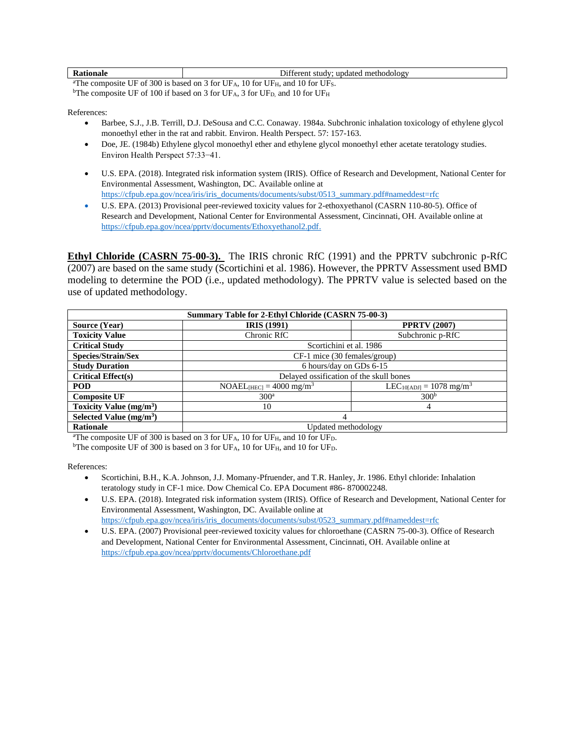| Rationale | Different study; updated methodology |
|---|---|

[a]The composite UF of 300 is based on 3 for $UF_A$, 10 for $UF_H$, and 10 for $UF_S$.
[b]The composite UF of 100 if based on 3 for $UF_A$, 3 for $UF_D$, and 10 for $UF_H$

References:

- Barbee, S.J., J.B. Terrill, D.J. DeSousa and C.C. Conaway. 1984a. Subchronic inhalation toxicology of ethylene glycol monoethyl ether in the rat and rabbit. Environ. Health Perspect. 57: 157-163.
- Doe, JE. (1984b) Ethylene glycol monoethyl ether and ethylene glycol monoethyl ether acetate teratology studies. Environ Health Perspect 57:33−41.
- U.S. EPA. (2018). Integrated risk information system (IRIS). Office of Research and Development, National Center for Environmental Assessment, Washington, DC. Available online at https://cfpub.epa.gov/ncea/iris/iris_documents/documents/subst/0513_summary.pdf#nameddest=rfc
- U.S. EPA. (2013) Provisional peer-reviewed toxicity values for 2-ethoxyethanol (CASRN 110-80-5). Office of Research and Development, National Center for Environmental Assessment, Cincinnati, OH. Available online at https://cfpub.epa.gov/ncea/pprtv/documents/Ethoxyethanol2.pdf.

**Ethyl Chloride (CASRN 75-00-3).** The IRIS chronic RfC (1991) and the PPRTV subchronic p-RfC (2007) are based on the same study (Scortichini et al. 1986). However, the PPRTV Assessment used BMD modeling to determine the POD (i.e., updated methodology). The PPRTV value is selected based on the use of updated methodology.

| Summary Table for 2-Ethyl Chloride (CASRN 75-00-3) | | |
|---|---|---|
| **Source (Year)** | **IRIS (1991)** | **PPRTV (2007)** |
| **Toxicity Value** | Chronic RfC | Subchronic p-RfC |
| **Critical Study** | Scortichini et al. 1986 | |
| **Species/Strain/Sex** | CF-1 mice (30 females/group) | |
| **Study Duration** | 6 hours/day on GDs 6-15 | |
| **Critical Effect(s)** | Delayed ossification of the skull bones | |
| **POD** | $NOAEL_{[HEC]}$ = 4000 mg/m$^3$ | $LEC_{10[ADJ]}$ = 1078 mg/m$^3$ |
| **Composite UF** | 300[a] | 300[b] |
| **Toxicity Value (mg/m$^3$)** | 10 | 4 |
| **Selected Value (mg/m$^3$)** | 4 | |
| **Rationale** | Updated methodology | |

[a]The composite UF of 300 is based on 3 for $UF_A$, 10 for $UF_H$, and 10 for $UF_D$.
[b]The composite UF of 300 is based on 3 for $UF_A$, 10 for $UF_H$, and 10 for $UF_D$.

References:

- Scortichini, B.H., K.A. Johnson, J.J. Momany-Pfruender, and T.R. Hanley, Jr. 1986. Ethyl chloride: Inhalation teratology study in CF-1 mice. Dow Chemical Co. EPA Document #86- 870002248.
- U.S. EPA. (2018). Integrated risk information system (IRIS). Office of Research and Development, National Center for Environmental Assessment, Washington, DC. Available online at https://cfpub.epa.gov/ncea/iris/iris_documents/documents/subst/0523_summary.pdf#nameddest=rfc
- U.S. EPA. (2007) Provisional peer-reviewed toxicity values for chloroethane (CASRN 75-00-3). Office of Research and Development, National Center for Environmental Assessment, Cincinnati, OH. Available online at https://cfpub.epa.gov/ncea/pprtv/documents/Chloroethane.pdf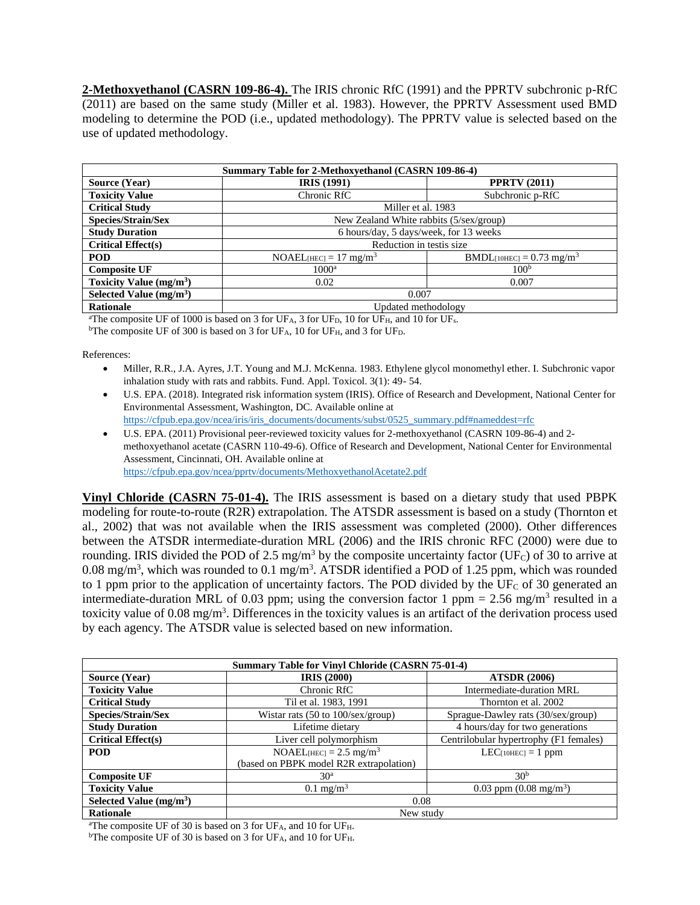**2-Methoxyethanol (CASRN 109-86-4).** The IRIS chronic RfC (1991) and the PPRTV subchronic p-RfC (2011) are based on the same study (Miller et al. 1983). However, the PPRTV Assessment used BMD modeling to determine the POD (i.e., updated methodology). The PPRTV value is selected based on the use of updated methodology.

| Summary Table for 2-Methoxyethanol (CASRN 109-86-4) | | |
|---|---|---|
| **Source (Year)** | **IRIS (1991)** | **PPRTV (2011)** |
| **Toxicity Value** | Chronic RfC | Subchronic p-RfC |
| **Critical Study** | Miller et al. 1983 | |
| **Species/Strain/Sex** | New Zealand White rabbits (5/sex/group) | |
| **Study Duration** | 6 hours/day, 5 days/week, for 13 weeks | |
| **Critical Effect(s)** | Reduction in testis size | |
| **POD** | $NOAEL_{[HEC]}$ = 17 mg/m$^3$ | $BMDL_{[10HEC]}$ = 0.73 mg/m$^3$ |
| **Composite UF** | 1000[a] | 100[b] |
| **Toxicity Value (mg/m$^3$)** | 0.02 | 0.007 |
| **Selected Value (mg/m$^3$)** | 0.007 | |
| **Rationale** | Updated methodology | |

[a]The composite UF of 1000 is based on 3 for $UF_A$, 3 for $UF_D$, 10 for $UF_H$, and 10 for $UF_s$.
[b]The composite UF of 300 is based on 3 for $UF_A$, 10 for $UF_H$, and 3 for $UF_D$.

References:

- Miller, R.R., J.A. Ayres, J.T. Young and M.J. McKenna. 1983. Ethylene glycol monomethyl ether. I. Subchronic vapor inhalation study with rats and rabbits. Fund. Appl. Toxicol. 3(1): 49- 54.
- U.S. EPA. (2018). Integrated risk information system (IRIS). Office of Research and Development, National Center for Environmental Assessment, Washington, DC. Available online at https://cfpub.epa.gov/ncea/iris/iris_documents/documents/subst/0525_summary.pdf#nameddest=rfc
- U.S. EPA. (2011) Provisional peer-reviewed toxicity values for 2-methoxyethanol (CASRN 109-86-4) and 2-methoxyethanol acetate (CASRN 110-49-6). Office of Research and Development, National Center for Environmental Assessment, Cincinnati, OH. Available online at https://cfpub.epa.gov/ncea/pprtv/documents/MethoxyethanolAcetate2.pdf

**Vinyl Chloride (CASRN 75-01-4).** The IRIS assessment is based on a dietary study that used PBPK modeling for route-to-route (R2R) extrapolation. The ATSDR assessment is based on a study (Thornton et al., 2002) that was not available when the IRIS assessment was completed (2000). Other differences between the ATSDR intermediate-duration MRL (2006) and the IRIS chronic RFC (2000) were due to rounding. IRIS divided the POD of 2.5 mg/m$^3$ by the composite uncertainty factor ($UF_C$) of 30 to arrive at 0.08 mg/m$^3$, which was rounded to 0.1 mg/m$^3$. ATSDR identified a POD of 1.25 ppm, which was rounded to 1 ppm prior to the application of uncertainty factors. The POD divided by the $UF_C$ of 30 generated an intermediate-duration MRL of 0.03 ppm; using the conversion factor 1 ppm = 2.56 mg/m$^3$ resulted in a toxicity value of 0.08 mg/m$^3$. Differences in the toxicity values is an artifact of the derivation process used by each agency. The ATSDR value is selected based on new information.

| Summary Table for Vinyl Chloride (CASRN 75-01-4) | | |
|---|---|---|
| **Source (Year)** | **IRIS (2000)** | **ATSDR (2006)** |
| **Toxicity Value** | Chronic RfC | Intermediate-duration MRL |
| **Critical Study** | Til et al. 1983, 1991 | Thornton et al. 2002 |
| **Species/Strain/Sex** | Wistar rats (50 to 100/sex/group) | Sprague-Dawley rats (30/sex/group) |
| **Study Duration** | Lifetime dietary | 4 hours/day for two generations |
| **Critical Effect(s)** | Liver cell polymorphism | Centrilobular hypertrophy (F1 females) |
| **POD** | $NOAEL_{[HEC]}$ = 2.5 mg/m$^3$ (based on PBPK model R2R extrapolation) | $LEC_{[10HEC]}$ = 1 ppm |
| **Composite UF** | 30[a] | 30[b] |
| **Toxicity Value** | 0.1 mg/m$^3$ | 0.03 ppm (0.08 mg/m$^3$) |
| **Selected Value (mg/m$^3$)** | 0.08 | |
| **Rationale** | New study | |

[a]The composite UF of 30 is based on 3 for $UF_A$, and 10 for $UF_H$.
[b]The composite UF of 30 is based on 3 for $UF_A$, and 10 for $UF_H$.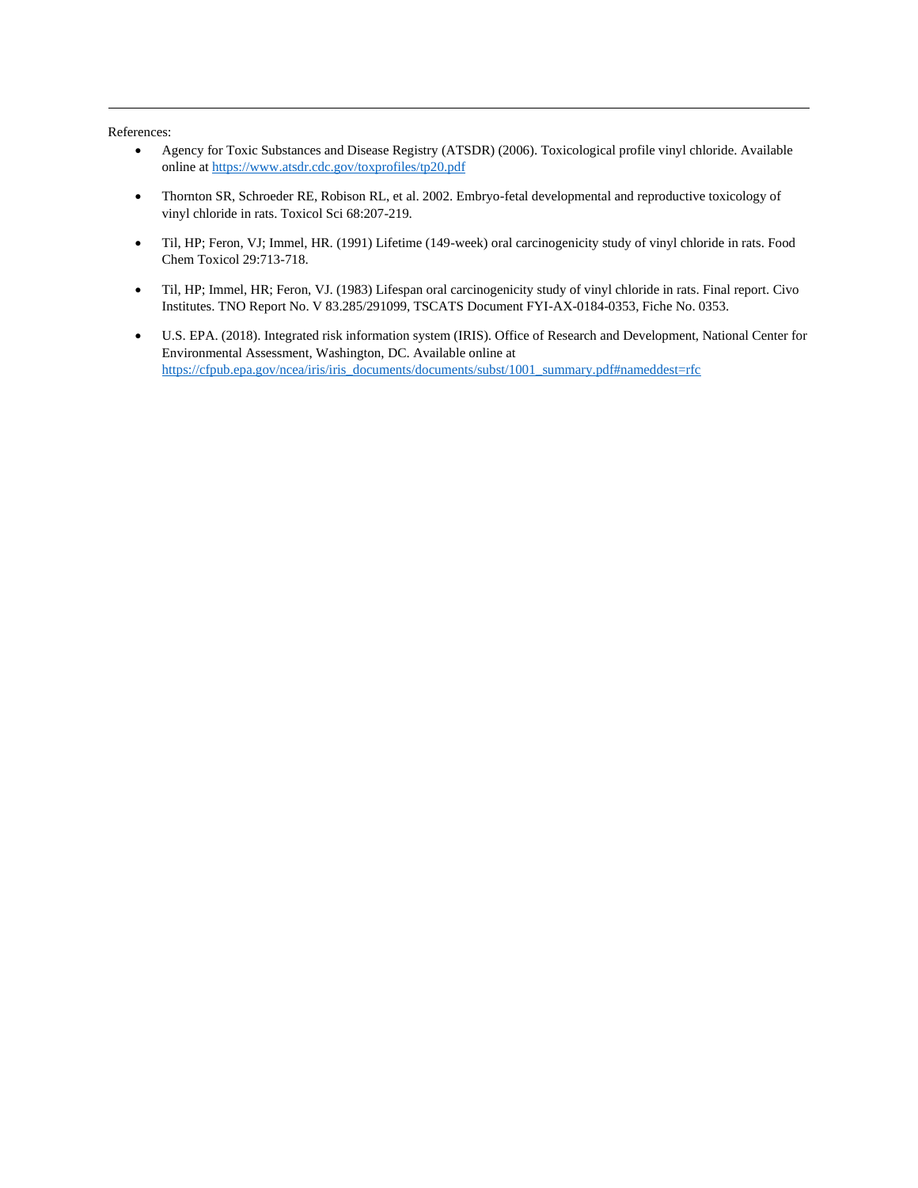References:

- Agency for Toxic Substances and Disease Registry (ATSDR) (2006). Toxicological profile vinyl chloride. Available online at [https://www.atsdr.cdc.gov/toxprofiles/tp20.pdf](https://www.atsdr.cdc.gov/toxprofiles/tp20.pdf)

- Thornton SR, Schroeder RE, Robison RL, et al. 2002. Embryo-fetal developmental and reproductive toxicology of vinyl chloride in rats. Toxicol Sci 68:207-219.

- Til, HP; Feron, VJ; Immel, HR. (1991) Lifetime (149-week) oral carcinogenicity study of vinyl chloride in rats. Food Chem Toxicol 29:713-718.

- Til, HP; Immel, HR; Feron, VJ. (1983) Lifespan oral carcinogenicity study of vinyl chloride in rats. Final report. Civo Institutes. TNO Report No. V 83.285/291099, TSCATS Document FYI-AX-0184-0353, Fiche No. 0353.

- U.S. EPA. (2018). Integrated risk information system (IRIS). Office of Research and Development, National Center for Environmental Assessment, Washington, DC. Available online at [https://cfpub.epa.gov/ncea/iris/iris_documents/documents/subst/1001_summary.pdf#nameddest=rfc](https://cfpub.epa.gov/ncea/iris/iris_documents/documents/subst/1001_summary.pdf#nameddest=rfc)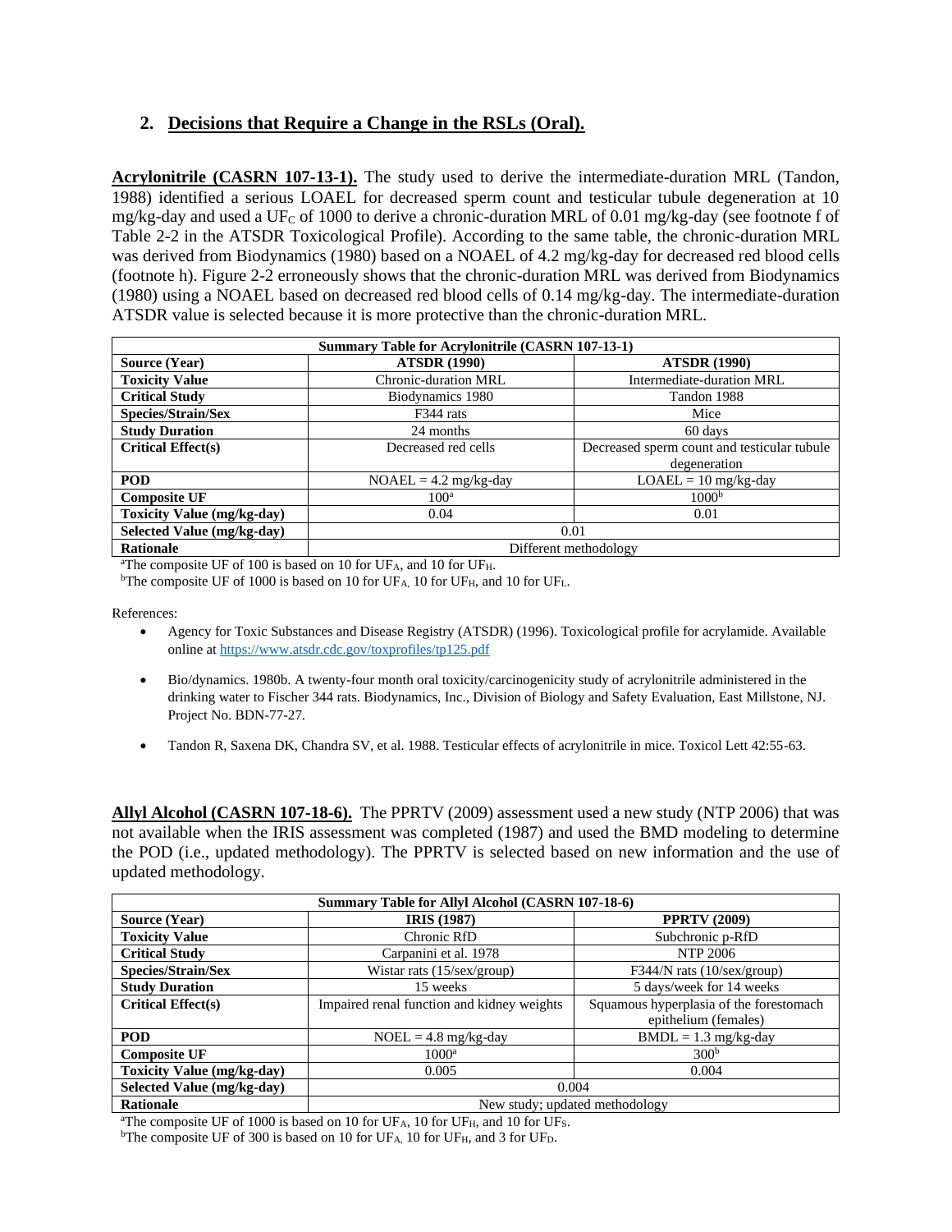## 2. Decisions that Require a Change in the RSLs (Oral).

**Acrylonitrile (CASRN 107-13-1).** The study used to derive the intermediate-duration MRL (Tandon, 1988) identified a serious LOAEL for decreased sperm count and testicular tubule degeneration at 10 mg/kg-day and used a $UF_C$ of 1000 to derive a chronic-duration MRL of 0.01 mg/kg-day (see footnote f of Table 2-2 in the ATSDR Toxicological Profile). According to the same table, the chronic-duration MRL was derived from Biodynamics (1980) based on a NOAEL of 4.2 mg/kg-day for decreased red blood cells (footnote h). Figure 2-2 erroneously shows that the chronic-duration MRL was derived from Biodynamics (1980) using a NOAEL based on decreased red blood cells of 0.14 mg/kg-day. The intermediate-duration ATSDR value is selected because it is more protective than the chronic-duration MRL.

| Summary Table for Acrylonitrile (CASRN 107-13-1) | | |
|---|---|---|
| **Source (Year)** | **ATSDR (1990)** | **ATSDR (1990)** |
| **Toxicity Value** | Chronic-duration MRL | Intermediate-duration MRL |
| **Critical Study** | Biodynamics 1980 | Tandon 1988 |
| **Species/Strain/Sex** | F344 rats | Mice |
| **Study Duration** | 24 months | 60 days |
| **Critical Effect(s)** | Decreased red cells | Decreased sperm count and testicular tubule degeneration |
| **POD** | NOAEL = 4.2 mg/kg-day | LOAEL = 10 mg/kg-day |
| **Composite UF** | 100[a] | 1000[b] |
| **Toxicity Value (mg/kg-day)** | 0.04 | 0.01 |
| **Selected Value (mg/kg-day)** | 0.01 | |
| **Rationale** | Different methodology | |

[a]The composite UF of 100 is based on 10 for $UF_A$, and 10 for $UF_H$.

[b]The composite UF of 1000 is based on 10 for $UF_A$, 10 for $UF_H$, and 10 for $UF_L$.

References:

- Agency for Toxic Substances and Disease Registry (ATSDR) (1996). Toxicological profile for acrylamide. Available online at https://www.atsdr.cdc.gov/toxprofiles/tp125.pdf
- Bio/dynamics. 1980b. A twenty-four month oral toxicity/carcinogenicity study of acrylonitrile administered in the drinking water to Fischer 344 rats. Biodynamics, Inc., Division of Biology and Safety Evaluation, East Millstone, NJ. Project No. BDN-77-27.
- Tandon R, Saxena DK, Chandra SV, et al. 1988. Testicular effects of acrylonitrile in mice. Toxicol Lett 42:55-63.

**Allyl Alcohol (CASRN 107-18-6).** The PPRTV (2009) assessment used a new study (NTP 2006) that was not available when the IRIS assessment was completed (1987) and used the BMD modeling to determine the POD (i.e., updated methodology). The PPRTV is selected based on new information and the use of updated methodology.

| Summary Table for Allyl Alcohol (CASRN 107-18-6) | | |
|---|---|---|
| **Source (Year)** | **IRIS (1987)** | **PPRTV (2009)** |
| **Toxicity Value** | Chronic RfD | Subchronic p-RfD |
| **Critical Study** | Carpanini et al. 1978 | NTP 2006 |
| **Species/Strain/Sex** | Wistar rats (15/sex/group) | F344/N rats (10/sex/group) |
| **Study Duration** | 15 weeks | 5 days/week for 14 weeks |
| **Critical Effect(s)** | Impaired renal function and kidney weights | Squamous hyperplasia of the forestomach epithelium (females) |
| **POD** | NOEL = 4.8 mg/kg-day | BMDL = 1.3 mg/kg-day |
| **Composite UF** | 1000[a] | 300[b] |
| **Toxicity Value (mg/kg-day)** | 0.005 | 0.004 |
| **Selected Value (mg/kg-day)** | 0.004 | |
| **Rationale** | New study; updated methodology | |

[a]The composite UF of 1000 is based on 10 for $UF_A$, 10 for $UF_H$, and 10 for $UF_S$.

[b]The composite UF of 300 is based on 10 for $UF_A$, 10 for $UF_H$, and 3 for $UF_D$.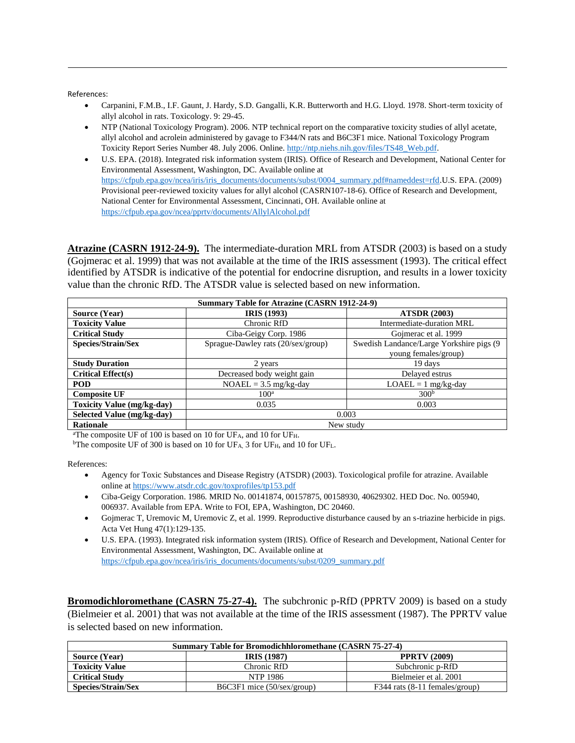References:

- Carpanini, F.M.B., I.F. Gaunt, J. Hardy, S.D. Gangalli, K.R. Butterworth and H.G. Lloyd. 1978. Short-term toxicity of allyl alcohol in rats. Toxicology. 9: 29-45.
- NTP (National Toxicology Program). 2006. NTP technical report on the comparative toxicity studies of allyl acetate, allyl alcohol and acrolein administered by gavage to F344/N rats and B6C3F1 mice. National Toxicology Program Toxicity Report Series Number 48. July 2006. Online. http://ntp.niehs.nih.gov/files/TS48_Web.pdf.
- U.S. EPA. (2018). Integrated risk information system (IRIS). Office of Research and Development, National Center for Environmental Assessment, Washington, DC. Available online at https://cfpub.epa.gov/ncea/iris/iris_documents/documents/subst/0004_summary.pdf#nameddest=rfd.U.S. EPA. (2009) Provisional peer-reviewed toxicity values for allyl alcohol (CASRN107-18-6). Office of Research and Development, National Center for Environmental Assessment, Cincinnati, OH. Available online at https://cfpub.epa.gov/ncea/pprtv/documents/AllylAlcohol.pdf

**Atrazine (CASRN 1912-24-9).** The intermediate-duration MRL from ATSDR (2003) is based on a study (Gojmerac et al. 1999) that was not available at the time of the IRIS assessment (1993). The critical effect identified by ATSDR is indicative of the potential for endocrine disruption, and results in a lower toxicity value than the chronic RfD. The ATSDR value is selected based on new information.

| Summary Table for Atrazine (CASRN 1912-24-9) | | |
|---|---|---|
| **Source (Year)** | **IRIS (1993)** | **ATSDR (2003)** |
| **Toxicity Value** | Chronic RfD | Intermediate-duration MRL |
| **Critical Study** | Ciba-Geigy Corp. 1986 | Gojmerac et al. 1999 |
| **Species/Strain/Sex** | Sprague-Dawley rats (20/sex/group) | Swedish Landance/Large Yorkshire pigs (9 young females/group) |
| **Study Duration** | 2 years | 19 days |
| **Critical Effect(s)** | Decreased body weight gain | Delayed estrus |
| **POD** | NOAEL = 3.5 mg/kg-day | LOAEL = 1 mg/kg-day |
| **Composite UF** | 100[a] | 300[b] |
| **Toxicity Value (mg/kg-day)** | 0.035 | 0.003 |
| **Selected Value (mg/kg-day)** | 0.003 | |
| **Rationale** | New study | |

[a]The composite UF of 100 is based on 10 for $UF_A$, and 10 for $UF_H$.

[b]The composite UF of 300 is based on 10 for $UF_A$, 3 for $UF_H$, and 10 for $UF_L$.

References:

- Agency for Toxic Substances and Disease Registry (ATSDR) (2003). Toxicological profile for atrazine. Available online at https://www.atsdr.cdc.gov/toxprofiles/tp153.pdf
- Ciba-Geigy Corporation. 1986. MRID No. 00141874, 00157875, 00158930, 40629302. HED Doc. No. 005940, 006937. Available from EPA. Write to FOI, EPA, Washington, DC 20460.
- Gojmerac T, Uremovic M, Uremovic Z, et al. 1999. Reproductive disturbance caused by an s-triazine herbicide in pigs. Acta Vet Hung 47(1):129-135.
- U.S. EPA. (1993). Integrated risk information system (IRIS). Office of Research and Development, National Center for Environmental Assessment, Washington, DC. Available online at https://cfpub.epa.gov/ncea/iris/iris_documents/documents/subst/0209_summary.pdf

**Bromodichloromethane (CASRN 75-27-4).** The subchronic p-RfD (PPRTV 2009) is based on a study (Bielmeier et al. 2001) that was not available at the time of the IRIS assessment (1987). The PPRTV value is selected based on new information.

| Summary Table for Bromodichhloromethane (CASRN 75-27-4) | | |
|---|---|---|
| **Source (Year)** | **IRIS (1987)** | **PPRTV (2009)** |
| **Toxicity Value** | Chronic RfD | Subchronic p-RfD |
| **Critical Study** | NTP 1986 | Bielmeier et al. 2001 |
| **Species/Strain/Sex** | B6C3F1 mice (50/sex/group) | F344 rats (8-11 females/group) |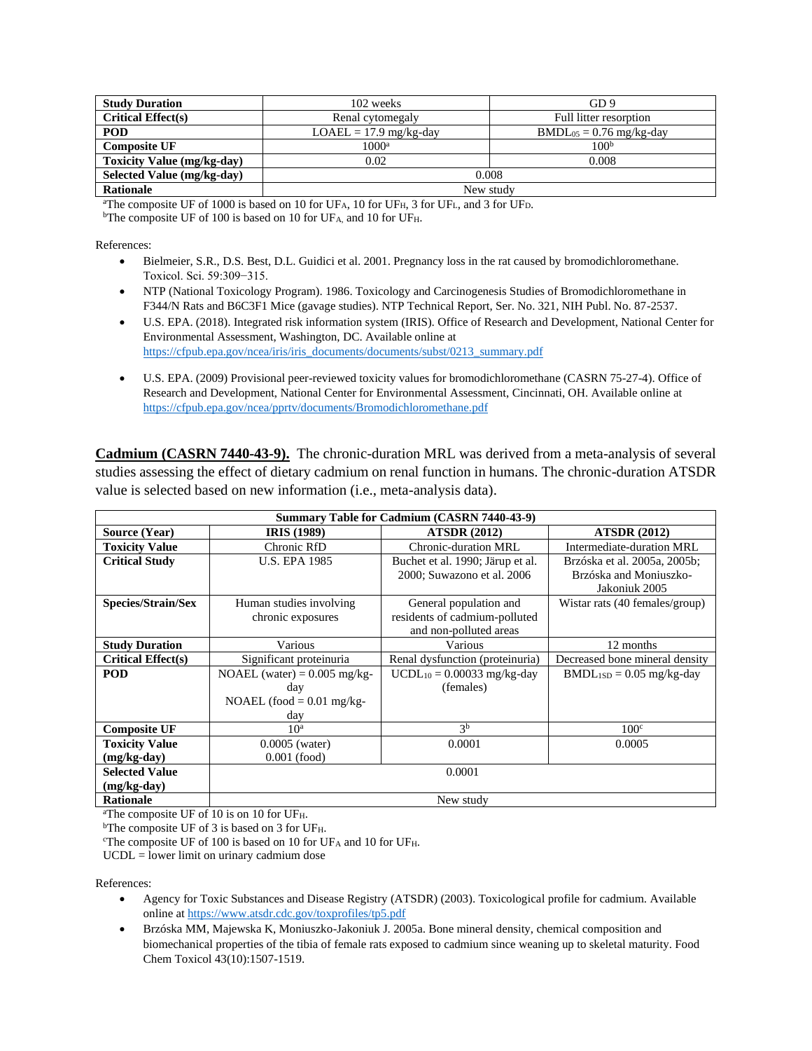| | | |
|---|---|---|
| **Study Duration** | 102 weeks | GD 9 |
| **Critical Effect(s)** | Renal cytomegaly | Full litter resorption |
| **POD** | LOAEL = 17.9 mg/kg-day | $BMDL_{05}$ = 0.76 mg/kg-day |
| **Composite UF** | 1000[a] | 100[b] |
| **Toxicity Value (mg/kg-day)** | 0.02 | 0.008 |
| **Selected Value (mg/kg-day)** | 0.008 | |
| **Rationale** | New study | |

[a]The composite UF of 1000 is based on 10 for $UF_A$, 10 for $UF_H$, 3 for $UF_L$, and 3 for $UF_D$.
[b]The composite UF of 100 is based on 10 for $UF_A$, and 10 for $UF_H$.

References:

- Bielmeier, S.R., D.S. Best, D.L. Guidici et al. 2001. Pregnancy loss in the rat caused by bromodichloromethane. Toxicol. Sci. 59:309−315.
- NTP (National Toxicology Program). 1986. Toxicology and Carcinogenesis Studies of Bromodichloromethane in F344/N Rats and B6C3F1 Mice (gavage studies). NTP Technical Report, Ser. No. 321, NIH Publ. No. 87-2537.
- U.S. EPA. (2018). Integrated risk information system (IRIS). Office of Research and Development, National Center for Environmental Assessment, Washington, DC. Available online at https://cfpub.epa.gov/ncea/iris/iris_documents/documents/subst/0213_summary.pdf
- U.S. EPA. (2009) Provisional peer-reviewed toxicity values for bromodichloromethane (CASRN 75-27-4). Office of Research and Development, National Center for Environmental Assessment, Cincinnati, OH. Available online at https://cfpub.epa.gov/ncea/pprtv/documents/Bromodichloromethane.pdf

**Cadmium (CASRN 7440-43-9).** The chronic-duration MRL was derived from a meta-analysis of several studies assessing the effect of dietary cadmium on renal function in humans. The chronic-duration ATSDR value is selected based on new information (i.e., meta-analysis data).

| Summary Table for Cadmium (CASRN 7440-43-9) | | | |
|---|---|---|---|
| **Source (Year)** | **IRIS (1989)** | **ATSDR (2012)** | **ATSDR (2012)** |
| **Toxicity Value** | Chronic RfD | Chronic-duration MRL | Intermediate-duration MRL |
| **Critical Study** | U.S. EPA 1985 | Buchet et al. 1990; Järup et al. 2000; Suwazono et al. 2006 | Brzóska et al. 2005a, 2005b; Brzóska and Moniuszko-Jakoniuk 2005 |
| **Species/Strain/Sex** | Human studies involving chronic exposures | General population and residents of cadmium-polluted and non-polluted areas | Wistar rats (40 females/group) |
| **Study Duration** | Various | Various | 12 months |
| **Critical Effect(s)** | Significant proteinuria | Renal dysfunction (proteinuria) | Decreased bone mineral density |
| **POD** | NOAEL (water) = 0.005 mg/kg-day<br>NOAEL (food = 0.01 mg/kg-day | $UCDL_{10}$ = 0.00033 mg/kg-day (females) | $BMDL_{1SD}$ = 0.05 mg/kg-day |
| **Composite UF** | 10[a] | 3[b] | 100[c] |
| **Toxicity Value (mg/kg-day)** | 0.0005 (water)<br>0.001 (food) | 0.0001 | 0.0005 |
| **Selected Value (mg/kg-day)** | 0.0001 | | |
| **Rationale** | New study | | |

[a]The composite UF of 10 is on 10 for $UF_H$.
[b]The composite UF of 3 is based on 3 for $UF_H$.
[c]The composite UF of 100 is based on 10 for $UF_A$ and 10 for $UF_H$.
UCDL = lower limit on urinary cadmium dose

References:

- Agency for Toxic Substances and Disease Registry (ATSDR) (2003). Toxicological profile for cadmium. Available online at https://www.atsdr.cdc.gov/toxprofiles/tp5.pdf
- Brzóska MM, Majewska K, Moniuszko-Jakoniuk J. 2005a. Bone mineral density, chemical composition and biomechanical properties of the tibia of female rats exposed to cadmium since weaning up to skeletal maturity. Food Chem Toxicol 43(10):1507-1519.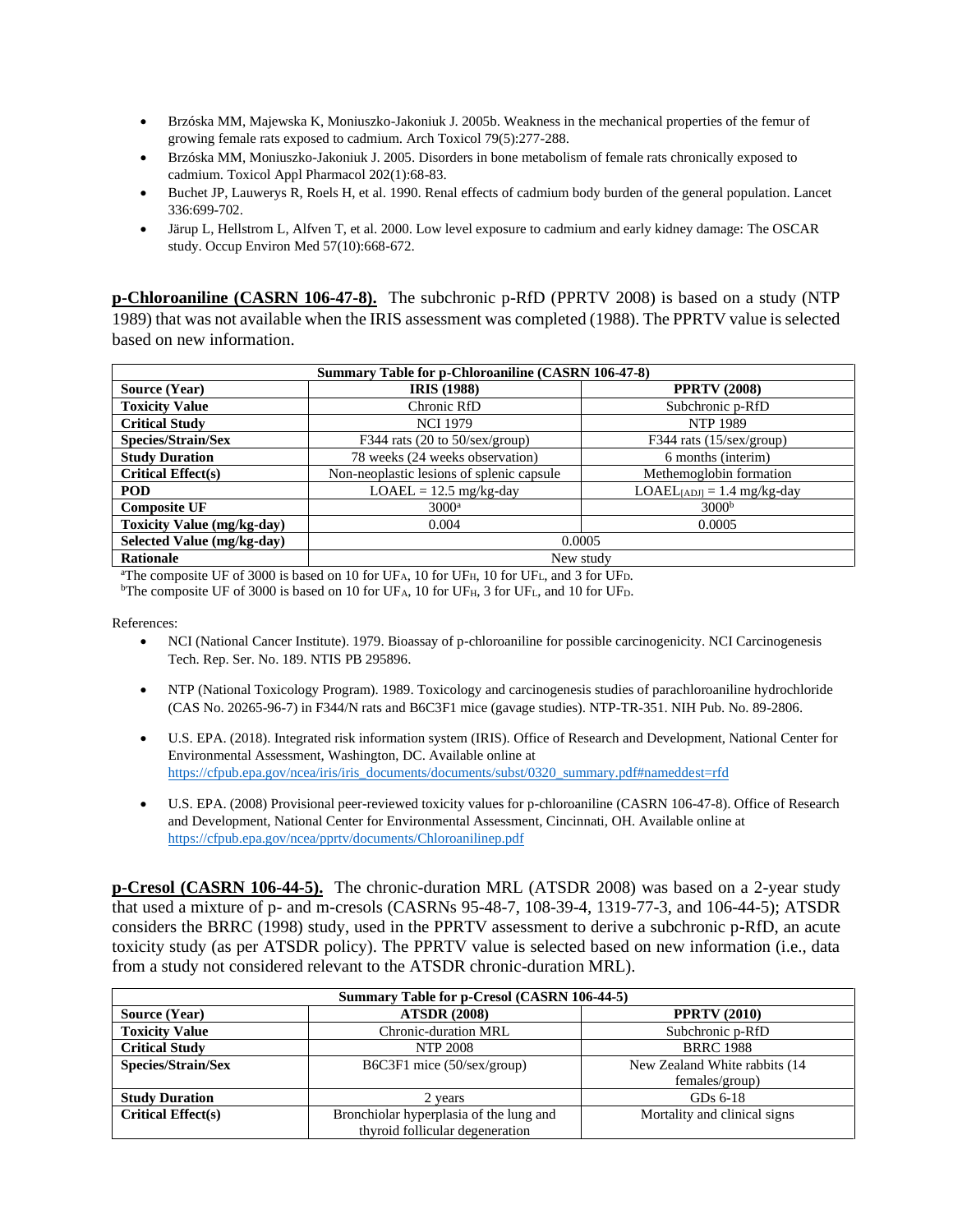- Brzóska MM, Majewska K, Moniuszko-Jakoniuk J. 2005b. Weakness in the mechanical properties of the femur of growing female rats exposed to cadmium. Arch Toxicol 79(5):277-288.
- Brzóska MM, Moniuszko-Jakoniuk J. 2005. Disorders in bone metabolism of female rats chronically exposed to cadmium. Toxicol Appl Pharmacol 202(1):68-83.
- Buchet JP, Lauwerys R, Roels H, et al. 1990. Renal effects of cadmium body burden of the general population. Lancet 336:699-702.
- Järup L, Hellstrom L, Alfven T, et al. 2000. Low level exposure to cadmium and early kidney damage: The OSCAR study. Occup Environ Med 57(10):668-672.

**p-Chloroaniline (CASRN 106-47-8).** The subchronic p-RfD (PPRTV 2008) is based on a study (NTP 1989) that was not available when the IRIS assessment was completed (1988). The PPRTV value is selected based on new information.

| Summary Table for p-Chloroaniline (CASRN 106-47-8) | | |
|---|---|---|
| **Source (Year)** | **IRIS (1988)** | **PPRTV (2008)** |
| **Toxicity Value** | Chronic RfD | Subchronic p-RfD |
| **Critical Study** | NCI 1979 | NTP 1989 |
| **Species/Strain/Sex** | F344 rats (20 to 50/sex/group) | F344 rats (15/sex/group) |
| **Study Duration** | 78 weeks (24 weeks observation) | 6 months (interim) |
| **Critical Effect(s)** | Non-neoplastic lesions of splenic capsule | Methemoglobin formation |
| **POD** | LOAEL = 12.5 mg/kg-day | $LOAEL_{[ADJ]}$ = 1.4 mg/kg-day |
| **Composite UF** | 3000[a] | 3000[b] |
| **Toxicity Value (mg/kg-day)** | 0.004 | 0.0005 |
| **Selected Value (mg/kg-day)** | 0.0005 | |
| **Rationale** | New study | |

[a]The composite UF of 3000 is based on 10 for $UF_A$, 10 for $UF_H$, 10 for $UF_L$, and 3 for $UF_D$.
[b]The composite UF of 3000 is based on 10 for $UF_A$, 10 for $UF_H$, 3 for $UF_L$, and 10 for $UF_D$.

References:

- NCI (National Cancer Institute). 1979. Bioassay of p-chloroaniline for possible carcinogenicity. NCI Carcinogenesis Tech. Rep. Ser. No. 189. NTIS PB 295896.
- NTP (National Toxicology Program). 1989. Toxicology and carcinogenesis studies of parachloroaniline hydrochloride (CAS No. 20265-96-7) in F344/N rats and B6C3F1 mice (gavage studies). NTP-TR-351. NIH Pub. No. 89-2806.
- U.S. EPA. (2018). Integrated risk information system (IRIS). Office of Research and Development, National Center for Environmental Assessment, Washington, DC. Available online at https://cfpub.epa.gov/ncea/iris/iris_documents/documents/subst/0320_summary.pdf#nameddest=rfd
- U.S. EPA. (2008) Provisional peer-reviewed toxicity values for p-chloroaniline (CASRN 106-47-8). Office of Research and Development, National Center for Environmental Assessment, Cincinnati, OH. Available online at https://cfpub.epa.gov/ncea/pprtv/documents/Chloroanilinep.pdf

**p-Cresol (CASRN 106-44-5).** The chronic-duration MRL (ATSDR 2008) was based on a 2-year study that used a mixture of p- and m-cresols (CASRNs 95-48-7, 108-39-4, 1319-77-3, and 106-44-5); ATSDR considers the BRRC (1998) study, used in the PPRTV assessment to derive a subchronic p-RfD, an acute toxicity study (as per ATSDR policy). The PPRTV value is selected based on new information (i.e., data from a study not considered relevant to the ATSDR chronic-duration MRL).

| Summary Table for p-Cresol (CASRN 106-44-5) | | |
|---|---|---|
| **Source (Year)** | **ATSDR (2008)** | **PPRTV (2010)** |
| **Toxicity Value** | Chronic-duration MRL | Subchronic p-RfD |
| **Critical Study** | NTP 2008 | BRRC 1988 |
| **Species/Strain/Sex** | B6C3F1 mice (50/sex/group) | New Zealand White rabbits (14 females/group) |
| **Study Duration** | 2 years | GDs 6-18 |
| **Critical Effect(s)** | Bronchiolar hyperplasia of the lung and thyroid follicular degeneration | Mortality and clinical signs |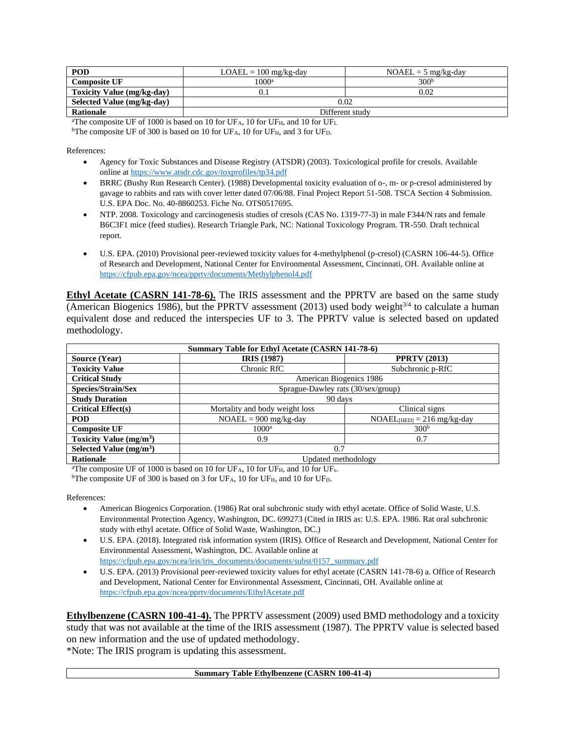| | | |
|---|---|---|
| **POD** | LOAEL = 100 mg/kg-day | NOAEL = 5 mg/kg-day |
| **Composite UF** | 1000[a] | 300[b] |
| **Toxicity Value (mg/kg-day)** | 0.1 | 0.02 |
| **Selected Value (mg/kg-day)** | 0.02 | |
| **Rationale** | Different study | |

[a]The composite UF of 1000 is based on 10 for $UF_A$, 10 for $UF_H$, and 10 for $UF_L$

[b]The composite UF of 300 is based on 10 for $UF_A$, 10 for $UF_H$, and 3 for $UF_D$.

References:

- Agency for Toxic Substances and Disease Registry (ATSDR) (2003). Toxicological profile for cresols. Available online at https://www.atsdr.cdc.gov/toxprofiles/tp34.pdf
- BRRC (Bushy Run Research Center). (1988) Developmental toxicity evaluation of o-, m- or p-cresol administered by gavage to rabbits and rats with cover letter dated 07/06/88. Final Project Report 51-508. TSCA Section 4 Submission. U.S. EPA Doc. No. 40-8860253. Fiche No. OTS0517695.
- NTP. 2008. Toxicology and carcinogenesis studies of cresols (CAS No. 1319-77-3) in male F344/N rats and female B6C3F1 mice (feed studies). Research Triangle Park, NC: National Toxicology Program. TR-550. Draft technical report.
- U.S. EPA. (2010) Provisional peer-reviewed toxicity values for 4-methylphenol (p-cresol) (CASRN 106-44-5). Office of Research and Development, National Center for Environmental Assessment, Cincinnati, OH. Available online at https://cfpub.epa.gov/ncea/pprtv/documents/Methylphenol4.pdf

**Ethyl Acetate (CASRN 141-78-6).** The IRIS assessment and the PPRTV are based on the same study (American Biogenics 1986), but the PPRTV assessment (2013) used body weight$^{3/4}$ to calculate a human equivalent dose and reduced the interspecies UF to 3. The PPRTV value is selected based on updated methodology.

| Summary Table for Ethyl Acetate (CASRN 141-78-6) | | |
|---|---|---|
| **Source (Year)** | **IRIS (1987)** | **PPRTV (2013)** |
| **Toxicity Value** | Chronic RfC | Subchronic p-RfC |
| **Critical Study** | American Biogenics 1986 | |
| **Species/Strain/Sex** | Sprague-Dawley rats (30/sex/group) | |
| **Study Duration** | 90 days | |
| **Critical Effect(s)** | Mortality and body weight loss | Clinical signs |
| **POD** | NOAEL = 900 mg/kg-day | $NOAEL_{[HED]}$ = 216 mg/kg-day |
| **Composite UF** | 1000[a] | 300[b] |
| **Toxicity Value (mg/m$^3$)** | 0.9 | 0.7 |
| **Selected Value (mg/m$^3$)** | 0.7 | |
| **Rationale** | Updated methodology | |

[a]The composite UF of 1000 is based on 10 for $UF_A$, 10 for $UF_H$, and 10 for $UF_S$.

[b]The composite UF of 300 is based on 3 for $UF_A$, 10 for $UF_H$, and 10 for $UF_D$.

References:

- American Biogenics Corporation. (1986) Rat oral subchronic study with ethyl acetate. Office of Solid Waste, U.S. Environmental Protection Agency, Washington, DC. 699273 (Cited in IRIS as: U.S. EPA. 1986. Rat oral subchronic study with ethyl acetate. Office of Solid Waste, Washington, DC.)
- U.S. EPA. (2018). Integrated risk information system (IRIS). Office of Research and Development, National Center for Environmental Assessment, Washington, DC. Available online at https://cfpub.epa.gov/ncea/iris/iris_documents/documents/subst/0157_summary.pdf
- U.S. EPA. (2013) Provisional peer-reviewed toxicity values for ethyl acetate (CASRN 141-78-6) a. Office of Research and Development, National Center for Environmental Assessment, Cincinnati, OH. Available online at https://cfpub.epa.gov/ncea/pprtv/documents/EthylAcetate.pdf

**Ethylbenzene (CASRN 100-41-4).** The PPRTV assessment (2009) used BMD methodology and a toxicity study that was not available at the time of the IRIS assessment (1987). The PPRTV value is selected based on new information and the use of updated methodology.

*Note: The IRIS program is updating this assessment.

| Summary Table Ethylbenzene (CASRN 100-41-4) |
|---|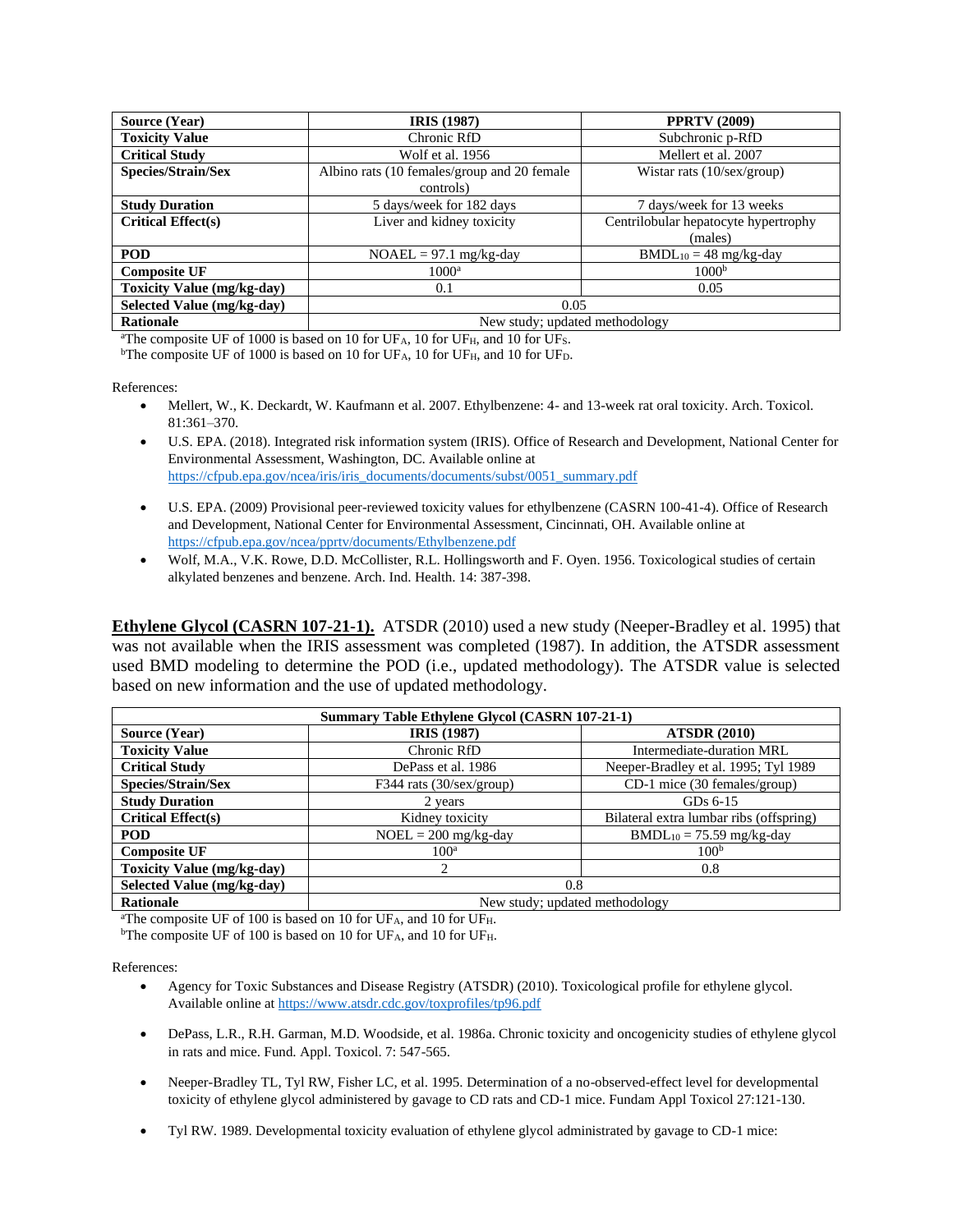| Source (Year) | IRIS (1987) | PPRTV (2009) |
|---|---|---|
| **Toxicity Value** | Chronic RfD | Subchronic p-RfD |
| **Critical Study** | Wolf et al. 1956 | Mellert et al. 2007 |
| **Species/Strain/Sex** | Albino rats (10 females/group and 20 female controls) | Wistar rats (10/sex/group) |
| **Study Duration** | 5 days/week for 182 days | 7 days/week for 13 weeks |
| **Critical Effect(s)** | Liver and kidney toxicity | Centrilobular hepatocyte hypertrophy (males) |
| **POD** | NOAEL = 97.1 mg/kg-day | $BMDL_{10}$ = 48 mg/kg-day |
| **Composite UF** | 1000[a] | 1000[b] |
| **Toxicity Value (mg/kg-day)** | 0.1 | 0.05 |
| **Selected Value (mg/kg-day)** | 0.05 | |
| **Rationale** | New study; updated methodology | |

[a]The composite UF of 1000 is based on 10 for $UF_A$, 10 for $UF_H$, and 10 for $UF_S$.
[b]The composite UF of 1000 is based on 10 for $UF_A$, 10 for $UF_H$, and 10 for $UF_D$.

References:

- Mellert, W., K. Deckardt, W. Kaufmann et al. 2007. Ethylbenzene: 4- and 13-week rat oral toxicity. Arch. Toxicol. 81:361–370.
- U.S. EPA. (2018). Integrated risk information system (IRIS). Office of Research and Development, National Center for Environmental Assessment, Washington, DC. Available online at https://cfpub.epa.gov/ncea/iris/iris_documents/documents/subst/0051_summary.pdf
- U.S. EPA. (2009) Provisional peer-reviewed toxicity values for ethylbenzene (CASRN 100-41-4). Office of Research and Development, National Center for Environmental Assessment, Cincinnati, OH. Available online at https://cfpub.epa.gov/ncea/pprtv/documents/Ethylbenzene.pdf
- Wolf, M.A., V.K. Rowe, D.D. McCollister, R.L. Hollingsworth and F. Oyen. 1956. Toxicological studies of certain alkylated benzenes and benzene. Arch. Ind. Health. 14: 387-398.

**Ethylene Glycol (CASRN 107-21-1).** ATSDR (2010) used a new study (Neeper-Bradley et al. 1995) that was not available when the IRIS assessment was completed (1987). In addition, the ATSDR assessment used BMD modeling to determine the POD (i.e., updated methodology). The ATSDR value is selected based on new information and the use of updated methodology.

| Summary Table Ethylene Glycol (CASRN 107-21-1) | | |
|---|---|---|
| **Source (Year)** | **IRIS (1987)** | **ATSDR (2010)** |
| **Toxicity Value** | Chronic RfD | Intermediate-duration MRL |
| **Critical Study** | DePass et al. 1986 | Neeper-Bradley et al. 1995; Tyl 1989 |
| **Species/Strain/Sex** | F344 rats (30/sex/group) | CD-1 mice (30 females/group) |
| **Study Duration** | 2 years | GDs 6-15 |
| **Critical Effect(s)** | Kidney toxicity | Bilateral extra lumbar ribs (offspring) |
| **POD** | NOEL = 200 mg/kg-day | $BMDL_{10}$ = 75.59 mg/kg-day |
| **Composite UF** | 100[a] | 100[b] |
| **Toxicity Value (mg/kg-day)** | 2 | 0.8 |
| **Selected Value (mg/kg-day)** | 0.8 | |
| **Rationale** | New study; updated methodology | |

[a]The composite UF of 100 is based on 10 for $UF_A$, and 10 for $UF_H$.
[b]The composite UF of 100 is based on 10 for $UF_A$, and 10 for $UF_H$.

References:

- Agency for Toxic Substances and Disease Registry (ATSDR) (2010). Toxicological profile for ethylene glycol. Available online at https://www.atsdr.cdc.gov/toxprofiles/tp96.pdf
- DePass, L.R., R.H. Garman, M.D. Woodside, et al. 1986a. Chronic toxicity and oncogenicity studies of ethylene glycol in rats and mice. Fund. Appl. Toxicol. 7: 547-565.
- Neeper-Bradley TL, Tyl RW, Fisher LC, et al. 1995. Determination of a no-observed-effect level for developmental toxicity of ethylene glycol administered by gavage to CD rats and CD-1 mice. Fundam Appl Toxicol 27:121-130.
- Tyl RW. 1989. Developmental toxicity evaluation of ethylene glycol administrated by gavage to CD-1 mice: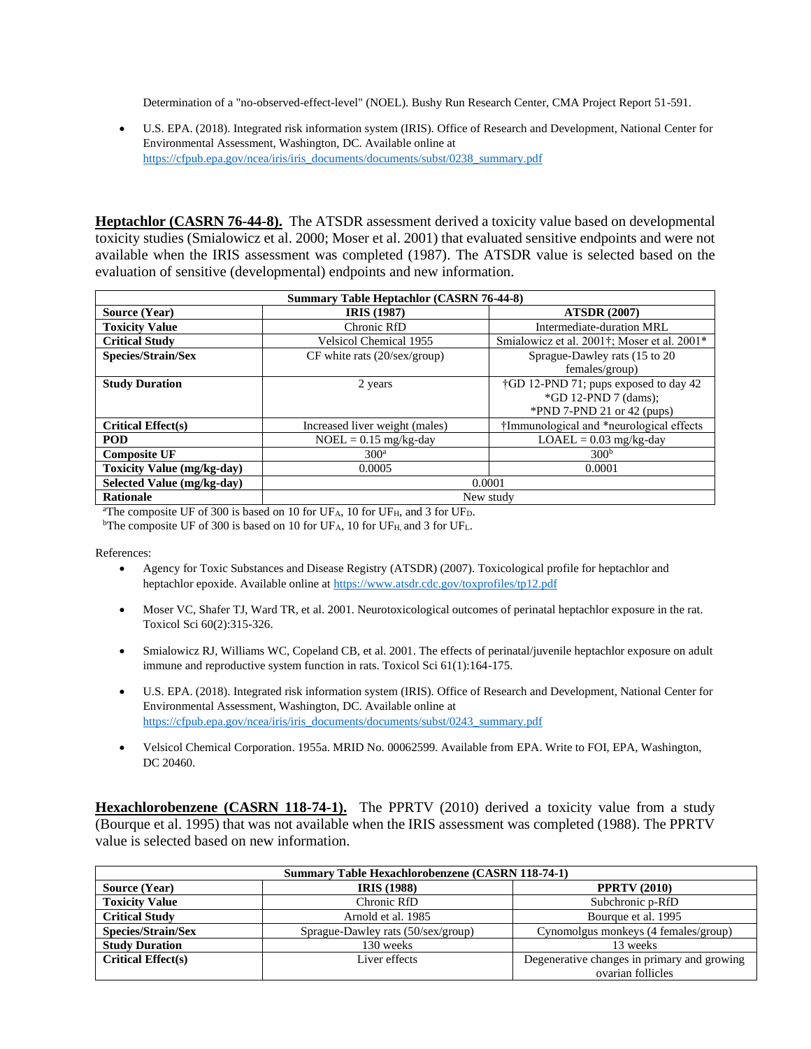Determination of a "no-observed-effect-level" (NOEL). Bushy Run Research Center, CMA Project Report 51-591.

- U.S. EPA. (2018). Integrated risk information system (IRIS). Office of Research and Development, National Center for Environmental Assessment, Washington, DC. Available online at https://cfpub.epa.gov/ncea/iris/iris_documents/documents/subst/0238_summary.pdf

**Heptachlor (CASRN 76-44-8).** The ATSDR assessment derived a toxicity value based on developmental toxicity studies (Smialowicz et al. 2000; Moser et al. 2001) that evaluated sensitive endpoints and were not available when the IRIS assessment was completed (1987). The ATSDR value is selected based on the evaluation of sensitive (developmental) endpoints and new information.

| Summary Table Heptachlor (CASRN 76-44-8) | | |
|---|---|---|
| **Source (Year)** | **IRIS (1987)** | **ATSDR (2007)** |
| **Toxicity Value** | Chronic RfD | Intermediate-duration MRL |
| **Critical Study** | Velsicol Chemical 1955 | Smialowicz et al. 2001†; Moser et al. 2001* |
| **Species/Strain/Sex** | CF white rats (20/sex/group) | Sprague-Dawley rats (15 to 20 females/group) |
| **Study Duration** | 2 years | †GD 12-PND 71; pups exposed to day 42 *GD 12-PND 7 (dams); *PND 7-PND 21 or 42 (pups) |
| **Critical Effect(s)** | Increased liver weight (males) | †Immunological and *neurological effects |
| **POD** | NOEL = 0.15 mg/kg-day | LOAEL = 0.03 mg/kg-day |
| **Composite UF** | 300[a] | 300[b] |
| **Toxicity Value (mg/kg-day)** | 0.0005 | 0.0001 |
| **Selected Value (mg/kg-day)** | 0.0001 | |
| **Rationale** | New study | |

[a]The composite UF of 300 is based on 10 for $UF_A$, 10 for $UF_H$, and 3 for $UF_D$.
[b]The composite UF of 300 is based on 10 for $UF_A$, 10 for $UF_H$, and 3 for $UF_L$.

References:

- Agency for Toxic Substances and Disease Registry (ATSDR) (2007). Toxicological profile for heptachlor and heptachlor epoxide. Available online at https://www.atsdr.cdc.gov/toxprofiles/tp12.pdf

- Moser VC, Shafer TJ, Ward TR, et al. 2001. Neurotoxicological outcomes of perinatal heptachlor exposure in the rat. Toxicol Sci 60(2):315-326.

- Smialowicz RJ, Williams WC, Copeland CB, et al. 2001. The effects of perinatal/juvenile heptachlor exposure on adult immune and reproductive system function in rats. Toxicol Sci 61(1):164-175.

- U.S. EPA. (2018). Integrated risk information system (IRIS). Office of Research and Development, National Center for Environmental Assessment, Washington, DC. Available online at https://cfpub.epa.gov/ncea/iris/iris_documents/documents/subst/0243_summary.pdf

- Velsicol Chemical Corporation. 1955a. MRID No. 00062599. Available from EPA. Write to FOI, EPA, Washington, DC 20460.

**Hexachlorobenzene (CASRN 118-74-1).** The PPRTV (2010) derived a toxicity value from a study (Bourque et al. 1995) that was not available when the IRIS assessment was completed (1988). The PPRTV value is selected based on new information.

| Summary Table Hexachlorobenzene (CASRN 118-74-1) | | |
|---|---|---|
| **Source (Year)** | **IRIS (1988)** | **PPRTV (2010)** |
| **Toxicity Value** | Chronic RfD | Subchronic p-RfD |
| **Critical Study** | Arnold et al. 1985 | Bourque et al. 1995 |
| **Species/Strain/Sex** | Sprague-Dawley rats (50/sex/group) | Cynomolgus monkeys (4 females/group) |
| **Study Duration** | 130 weeks | 13 weeks |
| **Critical Effect(s)** | Liver effects | Degenerative changes in primary and growing ovarian follicles |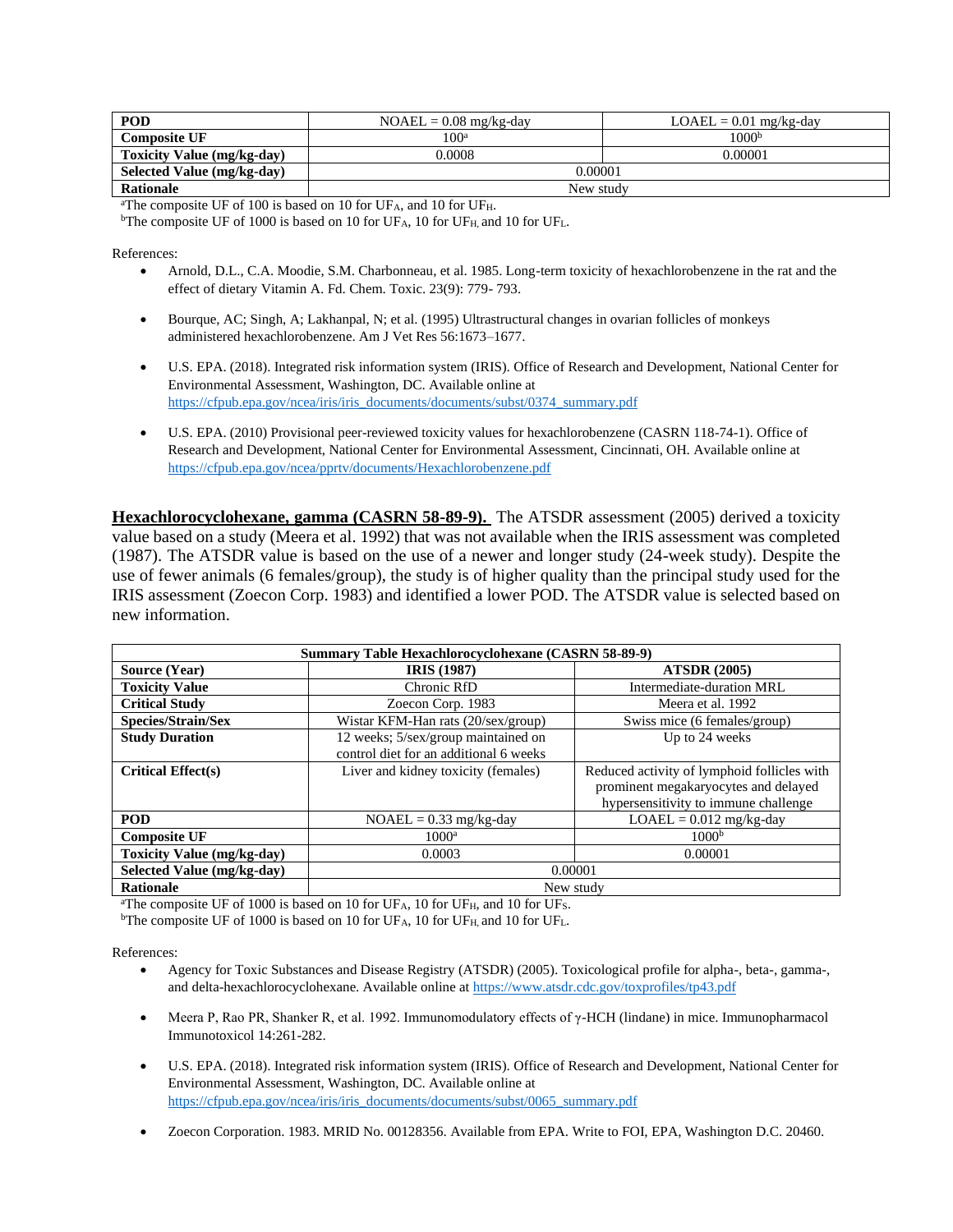| | | |
|---|---|---|
| **POD** | NOAEL = 0.08 mg/kg-day | LOAEL = 0.01 mg/kg-day |
| **Composite UF** | 100[a] | 1000[b] |
| **Toxicity Value (mg/kg-day)** | 0.0008 | 0.00001 |
| **Selected Value (mg/kg-day)** | 0.00001 | |
| **Rationale** | New study | |

[a]The composite UF of 100 is based on 10 for $UF_A$, and 10 for $UF_H$.
[b]The composite UF of 1000 is based on 10 for $UF_A$, 10 for $UF_H$ and 10 for $UF_L$.

References:

- Arnold, D.L., C.A. Moodie, S.M. Charbonneau, et al. 1985. Long-term toxicity of hexachlorobenzene in the rat and the effect of dietary Vitamin A. Fd. Chem. Toxic. 23(9): 779- 793.
- Bourque, AC; Singh, A; Lakhanpal, N; et al. (1995) Ultrastructural changes in ovarian follicles of monkeys administered hexachlorobenzene. Am J Vet Res 56:1673–1677.
- U.S. EPA. (2018). Integrated risk information system (IRIS). Office of Research and Development, National Center for Environmental Assessment, Washington, DC. Available online at https://cfpub.epa.gov/ncea/iris/iris_documents/documents/subst/0374_summary.pdf
- U.S. EPA. (2010) Provisional peer-reviewed toxicity values for hexachlorobenzene (CASRN 118-74-1). Office of Research and Development, National Center for Environmental Assessment, Cincinnati, OH. Available online at https://cfpub.epa.gov/ncea/pprtv/documents/Hexachlorobenzene.pdf

**Hexachlorocyclohexane, gamma (CASRN 58-89-9).** The ATSDR assessment (2005) derived a toxicity value based on a study (Meera et al. 1992) that was not available when the IRIS assessment was completed (1987). The ATSDR value is based on the use of a newer and longer study (24-week study). Despite the use of fewer animals (6 females/group), the study is of higher quality than the principal study used for the IRIS assessment (Zoecon Corp. 1983) and identified a lower POD. The ATSDR value is selected based on new information.

| Summary Table Hexachlorocyclohexane (CASRN 58-89-9) | | |
|---|---|---|
| **Source (Year)** | **IRIS (1987)** | **ATSDR (2005)** |
| **Toxicity Value** | Chronic RfD | Intermediate-duration MRL |
| **Critical Study** | Zoecon Corp. 1983 | Meera et al. 1992 |
| **Species/Strain/Sex** | Wistar KFM-Han rats (20/sex/group) | Swiss mice (6 females/group) |
| **Study Duration** | 12 weeks; 5/sex/group maintained on control diet for an additional 6 weeks | Up to 24 weeks |
| **Critical Effect(s)** | Liver and kidney toxicity (females) | Reduced activity of lymphoid follicles with prominent megakaryocytes and delayed hypersensitivity to immune challenge |
| **POD** | NOAEL = 0.33 mg/kg-day | LOAEL = 0.012 mg/kg-day |
| **Composite UF** | 1000[a] | 1000[b] |
| **Toxicity Value (mg/kg-day)** | 0.0003 | 0.00001 |
| **Selected Value (mg/kg-day)** | 0.00001 | |
| **Rationale** | New study | |

[a]The composite UF of 1000 is based on 10 for $UF_A$, 10 for $UF_H$, and 10 for $UF_S$.
[b]The composite UF of 1000 is based on 10 for $UF_A$, 10 for $UF_H$ and 10 for $UF_L$.

References:

- Agency for Toxic Substances and Disease Registry (ATSDR) (2005). Toxicological profile for alpha-, beta-, gamma-, and delta-hexachlorocyclohexane. Available online at https://www.atsdr.cdc.gov/toxprofiles/tp43.pdf
- Meera P, Rao PR, Shanker R, et al. 1992. Immunomodulatory effects of γ-HCH (lindane) in mice. Immunopharmacol Immunotoxicol 14:261-282.
- U.S. EPA. (2018). Integrated risk information system (IRIS). Office of Research and Development, National Center for Environmental Assessment, Washington, DC. Available online at https://cfpub.epa.gov/ncea/iris/iris_documents/documents/subst/0065_summary.pdf
- Zoecon Corporation. 1983. MRID No. 00128356. Available from EPA. Write to FOI, EPA, Washington D.C. 20460.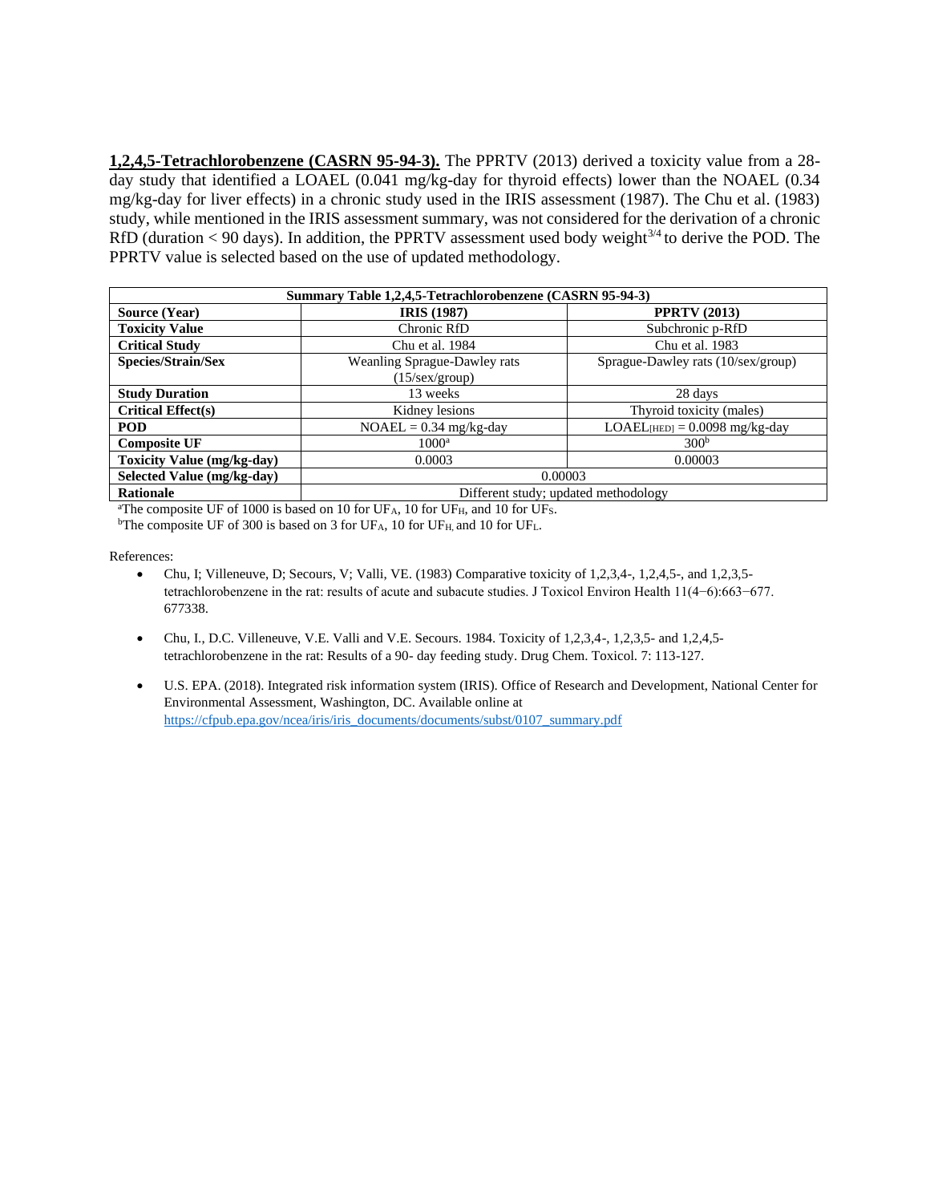**1,2,4,5-Tetrachlorobenzene (CASRN 95-94-3).** The PPRTV (2013) derived a toxicity value from a 28-day study that identified a LOAEL (0.041 mg/kg-day for thyroid effects) lower than the NOAEL (0.34 mg/kg-day for liver effects) in a chronic study used in the IRIS assessment (1987). The Chu et al. (1983) study, while mentioned in the IRIS assessment summary, was not considered for the derivation of a chronic RfD (duration < 90 days). In addition, the PPRTV assessment used body weight$^{3/4}$ to derive the POD. The PPRTV value is selected based on the use of updated methodology.

| Summary Table 1,2,4,5-Tetrachlorobenzene (CASRN 95-94-3) | | |
|---|---|---|
| **Source (Year)** | **IRIS (1987)** | **PPRTV (2013)** |
| **Toxicity Value** | Chronic RfD | Subchronic p-RfD |
| **Critical Study** | Chu et al. 1984 | Chu et al. 1983 |
| **Species/Strain/Sex** | Weanling Sprague-Dawley rats (15/sex/group) | Sprague-Dawley rats (10/sex/group) |
| **Study Duration** | 13 weeks | 28 days |
| **Critical Effect(s)** | Kidney lesions | Thyroid toxicity (males) |
| **POD** | NOAEL = 0.34 mg/kg-day | $LOAEL_{[HED]}$ = 0.0098 mg/kg-day |
| **Composite UF** | 1000[a] | 300[b] |
| **Toxicity Value (mg/kg-day)** | 0.0003 | 0.00003 |
| **Selected Value (mg/kg-day)** | 0.00003 | |
| **Rationale** | Different study; updated methodology | |

[a]The composite UF of 1000 is based on 10 for $UF_A$, 10 for $UF_H$, and 10 for $UF_S$.

[b]The composite UF of 300 is based on 3 for $UF_A$, 10 for $UF_H$, and 10 for $UF_L$.

References:

- Chu, I; Villeneuve, D; Secours, V; Valli, VE. (1983) Comparative toxicity of 1,2,3,4-, 1,2,4,5-, and 1,2,3,5-tetrachlorobenzene in the rat: results of acute and subacute studies. J Toxicol Environ Health 11(4−6):663−677. 677338.
- Chu, I., D.C. Villeneuve, V.E. Valli and V.E. Secours. 1984. Toxicity of 1,2,3,4-, 1,2,3,5- and 1,2,4,5-tetrachlorobenzene in the rat: Results of a 90- day feeding study. Drug Chem. Toxicol. 7: 113-127.
- U.S. EPA. (2018). Integrated risk information system (IRIS). Office of Research and Development, National Center for Environmental Assessment, Washington, DC. Available online at https://cfpub.epa.gov/ncea/iris/iris_documents/documents/subst/0107_summary.pdf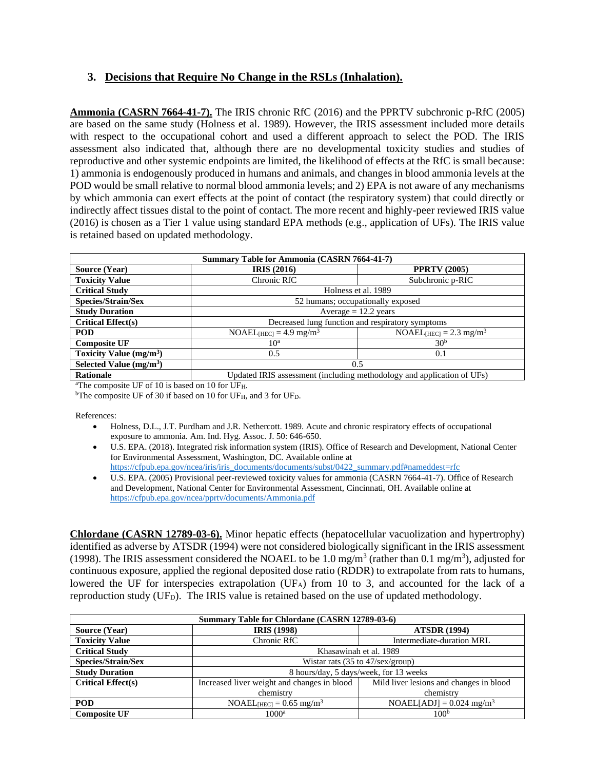## 3. Decisions that Require No Change in the RSLs (Inhalation).

**Ammonia (CASRN 7664-41-7).** The IRIS chronic RfC (2016) and the PPRTV subchronic p-RfC (2005) are based on the same study (Holness et al. 1989). However, the IRIS assessment included more details with respect to the occupational cohort and used a different approach to select the POD. The IRIS assessment also indicated that, although there are no developmental toxicity studies and studies of reproductive and other systemic endpoints are limited, the likelihood of effects at the RfC is small because: 1) ammonia is endogenously produced in humans and animals, and changes in blood ammonia levels at the POD would be small relative to normal blood ammonia levels; and 2) EPA is not aware of any mechanisms by which ammonia can exert effects at the point of contact (the respiratory system) that could directly or indirectly affect tissues distal to the point of contact. The more recent and highly-peer reviewed IRIS value (2016) is chosen as a Tier 1 value using standard EPA methods (e.g., application of UFs). The IRIS value is retained based on updated methodology.

| Summary Table for Ammonia (CASRN 7664-41-7) | | |
|---|---|---|
| **Source (Year)** | **IRIS (2016)** | **PPRTV (2005)** |
| **Toxicity Value** | Chronic RfC | Subchronic p-RfC |
| **Critical Study** | Holness et al. 1989 | |
| **Species/Strain/Sex** | 52 humans; occupationally exposed | |
| **Study Duration** | Average = 12.2 years | |
| **Critical Effect(s)** | Decreased lung function and respiratory symptoms | |
| **POD** | $NOAEL_{[HEC]}$ = 4.9 mg/m$^3$ | $NOAEL_{[HEC]}$ = 2.3 mg/m$^3$ |
| **Composite UF** | 10[a] | 30[b] |
| **Toxicity Value (mg/m$^3$)** | 0.5 | 0.1 |
| **Selected Value (mg/m$^3$)** | 0.5 | |
| **Rationale** | Updated IRIS assessment (including methodology and application of UFs) | |

[a]The composite UF of 10 is based on 10 for $UF_H$.
[b]The composite UF of 30 if based on 10 for $UF_H$, and 3 for $UF_D$.

References:

- Holness, D.L., J.T. Purdham and J.R. Nethercott. 1989. Acute and chronic respiratory effects of occupational exposure to ammonia. Am. Ind. Hyg. Assoc. J. 50: 646-650.
- U.S. EPA. (2018). Integrated risk information system (IRIS). Office of Research and Development, National Center for Environmental Assessment, Washington, DC. Available online at https://cfpub.epa.gov/ncea/iris/iris_documents/documents/subst/0422_summary.pdf#nameddest=rfc
- U.S. EPA. (2005) Provisional peer-reviewed toxicity values for ammonia (CASRN 7664-41-7). Office of Research and Development, National Center for Environmental Assessment, Cincinnati, OH. Available online at https://cfpub.epa.gov/ncea/pprtv/documents/Ammonia.pdf

**Chlordane (CASRN 12789-03-6).** Minor hepatic effects (hepatocellular vacuolization and hypertrophy) identified as adverse by ATSDR (1994) were not considered biologically significant in the IRIS assessment (1998). The IRIS assessment considered the NOAEL to be 1.0 mg/m$^3$ (rather than 0.1 mg/m$^3$), adjusted for continuous exposure, applied the regional deposited dose ratio (RDDR) to extrapolate from rats to humans, lowered the UF for interspecies extrapolation ($UF_A$) from 10 to 3, and accounted for the lack of a reproduction study ($UF_D$). The IRIS value is retained based on the use of updated methodology.

| Summary Table for Chlordane (CASRN 12789-03-6) | | |
|---|---|---|
| **Source (Year)** | **IRIS (1998)** | **ATSDR (1994)** |
| **Toxicity Value** | Chronic RfC | Intermediate-duration MRL |
| **Critical Study** | Khasawinah et al. 1989 | |
| **Species/Strain/Sex** | Wistar rats (35 to 47/sex/group) | |
| **Study Duration** | 8 hours/day, 5 days/week, for 13 weeks | |
| **Critical Effect(s)** | Increased liver weight and changes in blood chemistry | Mild liver lesions and changes in blood chemistry |
| **POD** | $NOAEL_{[HEC]}$ = 0.65 mg/m$^3$ | NOAEL[ADJ] = 0.024 mg/m$^3$ |
| **Composite UF** | 1000[a] | 100[b] |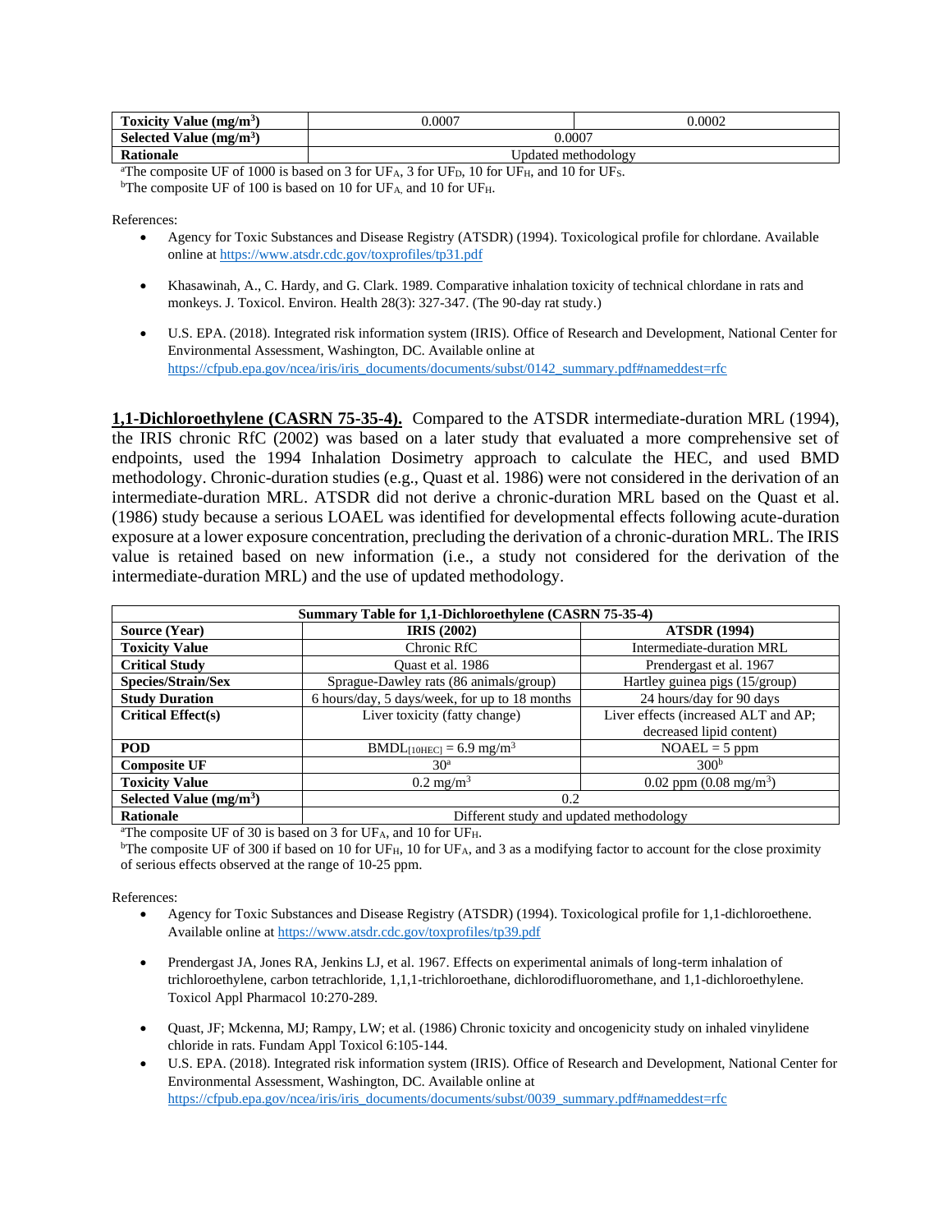| | | |
|---|---|---|
| **Toxicity Value (mg/m$^3$)** | 0.0007 | 0.0002 |
| **Selected Value (mg/m$^3$)** | 0.0007 | |
| **Rationale** | Updated methodology | |

[a]The composite UF of 1000 is based on 3 for $UF_A$, 3 for $UF_D$, 10 for $UF_H$, and 10 for $UF_S$.
[b]The composite UF of 100 is based on 10 for $UF_A$, and 10 for $UF_H$.

References:

- Agency for Toxic Substances and Disease Registry (ATSDR) (1994). Toxicological profile for chlordane. Available online at https://www.atsdr.cdc.gov/toxprofiles/tp31.pdf
- Khasawinah, A., C. Hardy, and G. Clark. 1989. Comparative inhalation toxicity of technical chlordane in rats and monkeys. J. Toxicol. Environ. Health 28(3): 327-347. (The 90-day rat study.)
- U.S. EPA. (2018). Integrated risk information system (IRIS). Office of Research and Development, National Center for Environmental Assessment, Washington, DC. Available online at https://cfpub.epa.gov/ncea/iris/iris_documents/documents/subst/0142_summary.pdf#nameddest=rfc

**1,1-Dichloroethylene (CASRN 75-35-4).** Compared to the ATSDR intermediate-duration MRL (1994), the IRIS chronic RfC (2002) was based on a later study that evaluated a more comprehensive set of endpoints, used the 1994 Inhalation Dosimetry approach to calculate the HEC, and used BMD methodology. Chronic-duration studies (e.g., Quast et al. 1986) were not considered in the derivation of an intermediate-duration MRL. ATSDR did not derive a chronic-duration MRL based on the Quast et al. (1986) study because a serious LOAEL was identified for developmental effects following acute-duration exposure at a lower exposure concentration, precluding the derivation of a chronic-duration MRL. The IRIS value is retained based on new information (i.e., a study not considered for the derivation of the intermediate-duration MRL) and the use of updated methodology.

| Summary Table for 1,1-Dichloroethylene (CASRN 75-35-4) | | |
|---|---|---|
| **Source (Year)** | **IRIS (2002)** | **ATSDR (1994)** |
| **Toxicity Value** | Chronic RfC | Intermediate-duration MRL |
| **Critical Study** | Quast et al. 1986 | Prendergast et al. 1967 |
| **Species/Strain/Sex** | Sprague-Dawley rats (86 animals/group) | Hartley guinea pigs (15/group) |
| **Study Duration** | 6 hours/day, 5 days/week, for up to 18 months | 24 hours/day for 90 days |
| **Critical Effect(s)** | Liver toxicity (fatty change) | Liver effects (increased ALT and AP; decreased lipid content) |
| **POD** | $BMDL_{[10HEC]}$ = 6.9 mg/m$^3$ | NOAEL = 5 ppm |
| **Composite UF** | 30[a] | 300[b] |
| **Toxicity Value** | 0.2 mg/m$^3$ | 0.02 ppm (0.08 mg/m$^3$) |
| **Selected Value (mg/m$^3$)** | 0.2 | |
| **Rationale** | Different study and updated methodology | |

[a]The composite UF of 30 is based on 3 for $UF_A$, and 10 for $UF_H$.
[b]The composite UF of 300 if based on 10 for $UF_H$, 10 for $UF_A$, and 3 as a modifying factor to account for the close proximity of serious effects observed at the range of 10-25 ppm.

References:

- Agency for Toxic Substances and Disease Registry (ATSDR) (1994). Toxicological profile for 1,1-dichloroethene. Available online at https://www.atsdr.cdc.gov/toxprofiles/tp39.pdf
- Prendergast JA, Jones RA, Jenkins LJ, et al. 1967. Effects on experimental animals of long-term inhalation of trichloroethylene, carbon tetrachloride, 1,1,1-trichloroethane, dichlorodifluoromethane, and 1,1-dichloroethylene. Toxicol Appl Pharmacol 10:270-289.
- Quast, JF; Mckenna, MJ; Rampy, LW; et al. (1986) Chronic toxicity and oncogenicity study on inhaled vinylidene chloride in rats. Fundam Appl Toxicol 6:105-144.
- U.S. EPA. (2018). Integrated risk information system (IRIS). Office of Research and Development, National Center for Environmental Assessment, Washington, DC. Available online at https://cfpub.epa.gov/ncea/iris/iris_documents/documents/subst/0039_summary.pdf#nameddest=rfc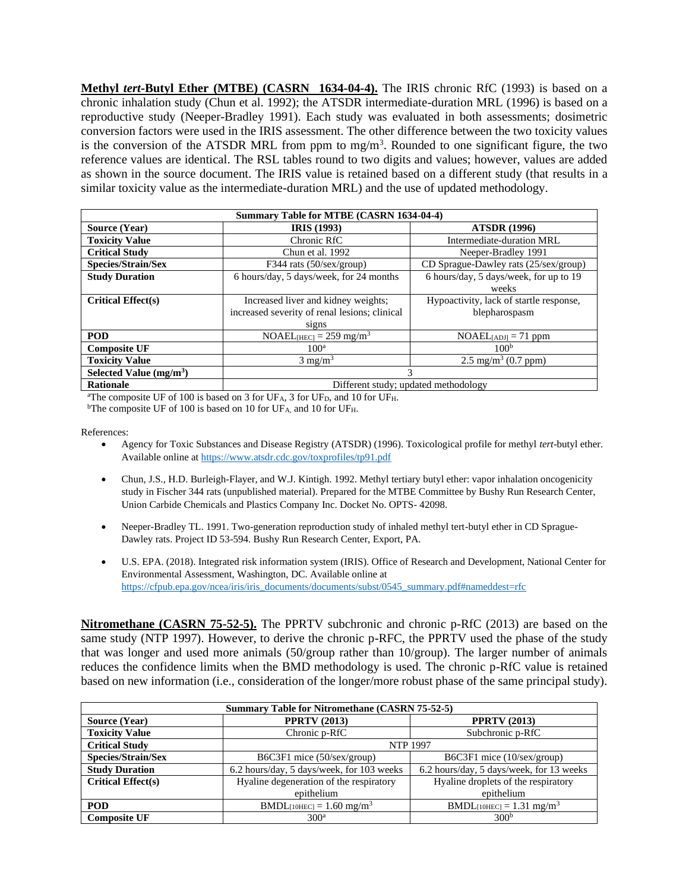**Methyl *tert*-Butyl Ether (MTBE) (CASRN 1634-04-4).** The IRIS chronic RfC (1993) is based on a chronic inhalation study (Chun et al. 1992); the ATSDR intermediate-duration MRL (1996) is based on a reproductive study (Neeper-Bradley 1991). Each study was evaluated in both assessments; dosimetric conversion factors were used in the IRIS assessment. The other difference between the two toxicity values is the conversion of the ATSDR MRL from ppm to mg/m$^3$. Rounded to one significant figure, the two reference values are identical. The RSL tables round to two digits and values; however, values are added as shown in the source document. The IRIS value is retained based on a different study (that results in a similar toxicity value as the intermediate-duration MRL) and the use of updated methodology.

| Summary Table for MTBE (CASRN 1634-04-4) | | |
|---|---|---|
| **Source (Year)** | **IRIS (1993)** | **ATSDR (1996)** |
| **Toxicity Value** | Chronic RfC | Intermediate-duration MRL |
| **Critical Study** | Chun et al. 1992 | Neeper-Bradley 1991 |
| **Species/Strain/Sex** | F344 rats (50/sex/group) | CD Sprague-Dawley rats (25/sex/group) |
| **Study Duration** | 6 hours/day, 5 days/week, for 24 months | 6 hours/day, 5 days/week, for up to 19 weeks |
| **Critical Effect(s)** | Increased liver and kidney weights; increased severity of renal lesions; clinical signs | Hypoactivity, lack of startle response, blepharospasm |
| **POD** | $NOAEL_{[HEC]}$ = 259 mg/m$^3$ | $NOAEL_{[ADJ]}$ = 71 ppm |
| **Composite UF** | 100[a] | 100[b] |
| **Toxicity Value** | 3 mg/m$^3$ | 2.5 mg/m$^3$ (0.7 ppm) |
| **Selected Value (mg/m$^3$)** | 3 | |
| **Rationale** | Different study; updated methodology | |

[a]The composite UF of 100 is based on 3 for $UF_A$, 3 for $UF_D$, and 10 for $UF_H$.
[b]The composite UF of 100 is based on 10 for $UF_A$, and 10 for $UF_H$.

References:

- Agency for Toxic Substances and Disease Registry (ATSDR) (1996). Toxicological profile for methyl *tert*-butyl ether. Available online at https://www.atsdr.cdc.gov/toxprofiles/tp91.pdf
- Chun, J.S., H.D. Burleigh-Flayer, and W.J. Kintigh. 1992. Methyl tertiary butyl ether: vapor inhalation oncogenicity study in Fischer 344 rats (unpublished material). Prepared for the MTBE Committee by Bushy Run Research Center, Union Carbide Chemicals and Plastics Company Inc. Docket No. OPTS- 42098.
- Neeper-Bradley TL. 1991. Two-generation reproduction study of inhaled methyl tert-butyl ether in CD Sprague-Dawley rats. Project ID 53-594. Bushy Run Research Center, Export, PA.
- U.S. EPA. (2018). Integrated risk information system (IRIS). Office of Research and Development, National Center for Environmental Assessment, Washington, DC. Available online at https://cfpub.epa.gov/ncea/iris/iris_documents/documents/subst/0545_summary.pdf#nameddest=rfc

**Nitromethane (CASRN 75-52-5).** The PPRTV subchronic and chronic p-RfC (2013) are based on the same study (NTP 1997). However, to derive the chronic p-RFC, the PPRTV used the phase of the study that was longer and used more animals (50/group rather than 10/group). The larger number of animals reduces the confidence limits when the BMD methodology is used. The chronic p-RfC value is retained based on new information (i.e., consideration of the longer/more robust phase of the same principal study).

| Summary Table for Nitromethane (CASRN 75-52-5) | | |
|---|---|---|
| **Source (Year)** | **PPRTV (2013)** | **PPRTV (2013)** |
| **Toxicity Value** | Chronic p-RfC | Subchronic p-RfC |
| **Critical Study** | NTP 1997 | |
| **Species/Strain/Sex** | B6C3F1 mice (50/sex/group) | B6C3F1 mice (10/sex/group) |
| **Study Duration** | 6.2 hours/day, 5 days/week, for 103 weeks | 6.2 hours/day, 5 days/week, for 13 weeks |
| **Critical Effect(s)** | Hyaline degeneration of the respiratory epithelium | Hyaline droplets of the respiratory epithelium |
| **POD** | $BMDL_{[10HEC]}$ = 1.60 mg/m$^3$ | $BMDL_{[10HEC]}$ = 1.31 mg/m$^3$ |
| **Composite UF** | 300[a] | 300[b] |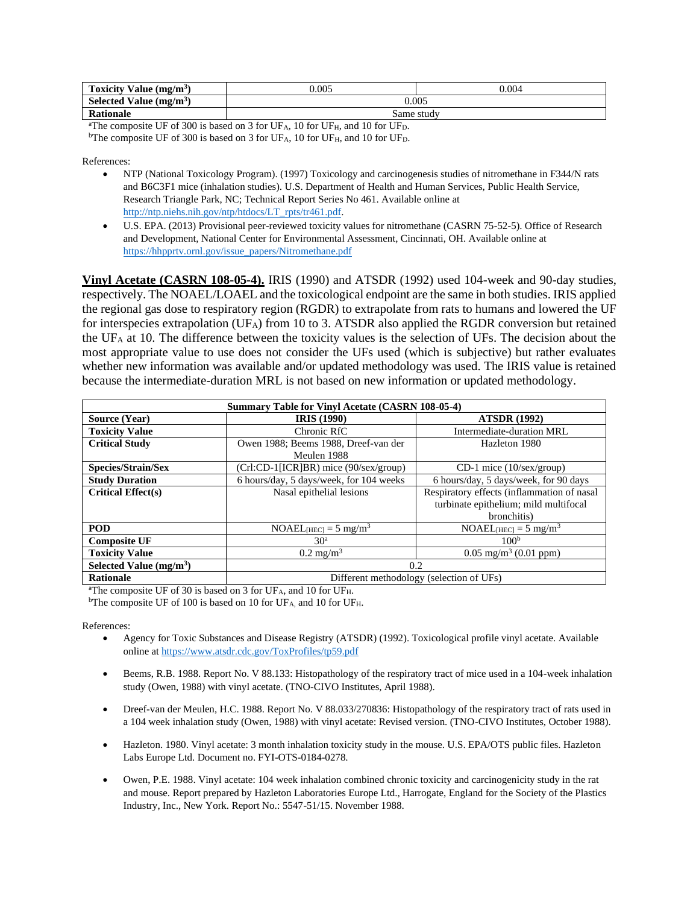| | | |
|---|---|---|
| **Toxicity Value (mg/m$^3$)** | 0.005 | 0.004 |
| **Selected Value (mg/m$^3$)** | 0.005 | |
| **Rationale** | Same study | |

[a]The composite UF of 300 is based on 3 for $UF_A$, 10 for $UF_H$, and 10 for $UF_D$.
[b]The composite UF of 300 is based on 3 for $UF_A$, 10 for $UF_H$, and 10 for $UF_D$.

References:

- NTP (National Toxicology Program). (1997) Toxicology and carcinogenesis studies of nitromethane in F344/N rats and B6C3F1 mice (inhalation studies). U.S. Department of Health and Human Services, Public Health Service, Research Triangle Park, NC; Technical Report Series No 461. Available online at http://ntp.niehs.nih.gov/ntp/htdocs/LT_rpts/tr461.pdf.
- U.S. EPA. (2013) Provisional peer-reviewed toxicity values for nitromethane (CASRN 75-52-5). Office of Research and Development, National Center for Environmental Assessment, Cincinnati, OH. Available online at https://hhpprtv.ornl.gov/issue_papers/Nitromethane.pdf

**Vinyl Acetate (CASRN 108-05-4).** IRIS (1990) and ATSDR (1992) used 104-week and 90-day studies, respectively. The NOAEL/LOAEL and the toxicological endpoint are the same in both studies. IRIS applied the regional gas dose to respiratory region (RGDR) to extrapolate from rats to humans and lowered the UF for interspecies extrapolation ($UF_A$) from 10 to 3. ATSDR also applied the RGDR conversion but retained the $UF_A$ at 10. The difference between the toxicity values is the selection of UFs. The decision about the most appropriate value to use does not consider the UFs used (which is subjective) but rather evaluates whether new information was available and/or updated methodology was used. The IRIS value is retained because the intermediate-duration MRL is not based on new information or updated methodology.

| **Summary Table for Vinyl Acetate (CASRN 108-05-4)** | | |
|---|---|---|
| **Source (Year)** | **IRIS (1990)** | **ATSDR (1992)** |
| **Toxicity Value** | Chronic RfC | Intermediate-duration MRL |
| **Critical Study** | Owen 1988; Beems 1988, Dreef-van der Meulen 1988 | Hazleton 1980 |
| **Species/Strain/Sex** | (Crl:CD-1[ICR]BR) mice (90/sex/group) | CD-1 mice (10/sex/group) |
| **Study Duration** | 6 hours/day, 5 days/week, for 104 weeks | 6 hours/day, 5 days/week, for 90 days |
| **Critical Effect(s)** | Nasal epithelial lesions | Respiratory effects (inflammation of nasal turbinate epithelium; mild multifocal bronchitis) |
| **POD** | $NOAEL_{[HEC]}$ = 5 mg/m$^3$ | $NOAEL_{[HEC]}$ = 5 mg/m$^3$ |
| **Composite UF** | 30[a] | 100[b] |
| **Toxicity Value** | 0.2 mg/m$^3$ | 0.05 mg/m$^3$ (0.01 ppm) |
| **Selected Value (mg/m$^3$)** | 0.2 | |
| **Rationale** | Different methodology (selection of UFs) | |

[a]The composite UF of 30 is based on 3 for $UF_A$, and 10 for $UF_H$.
[b]The composite UF of 100 is based on 10 for $UF_A$, and 10 for $UF_H$.

References:

- Agency for Toxic Substances and Disease Registry (ATSDR) (1992). Toxicological profile vinyl acetate. Available online at https://www.atsdr.cdc.gov/ToxProfiles/tp59.pdf
- Beems, R.B. 1988. Report No. V 88.133: Histopathology of the respiratory tract of mice used in a 104-week inhalation study (Owen, 1988) with vinyl acetate. (TNO-CIVO Institutes, April 1988).
- Dreef-van der Meulen, H.C. 1988. Report No. V 88.033/270836: Histopathology of the respiratory tract of rats used in a 104 week inhalation study (Owen, 1988) with vinyl acetate: Revised version. (TNO-CIVO Institutes, October 1988).
- Hazleton. 1980. Vinyl acetate: 3 month inhalation toxicity study in the mouse. U.S. EPA/OTS public files. Hazleton Labs Europe Ltd. Document no. FYI-OTS-0184-0278.
- Owen, P.E. 1988. Vinyl acetate: 104 week inhalation combined chronic toxicity and carcinogenicity study in the rat and mouse. Report prepared by Hazleton Laboratories Europe Ltd., Harrogate, England for the Society of the Plastics Industry, Inc., New York. Report No.: 5547-51/15. November 1988.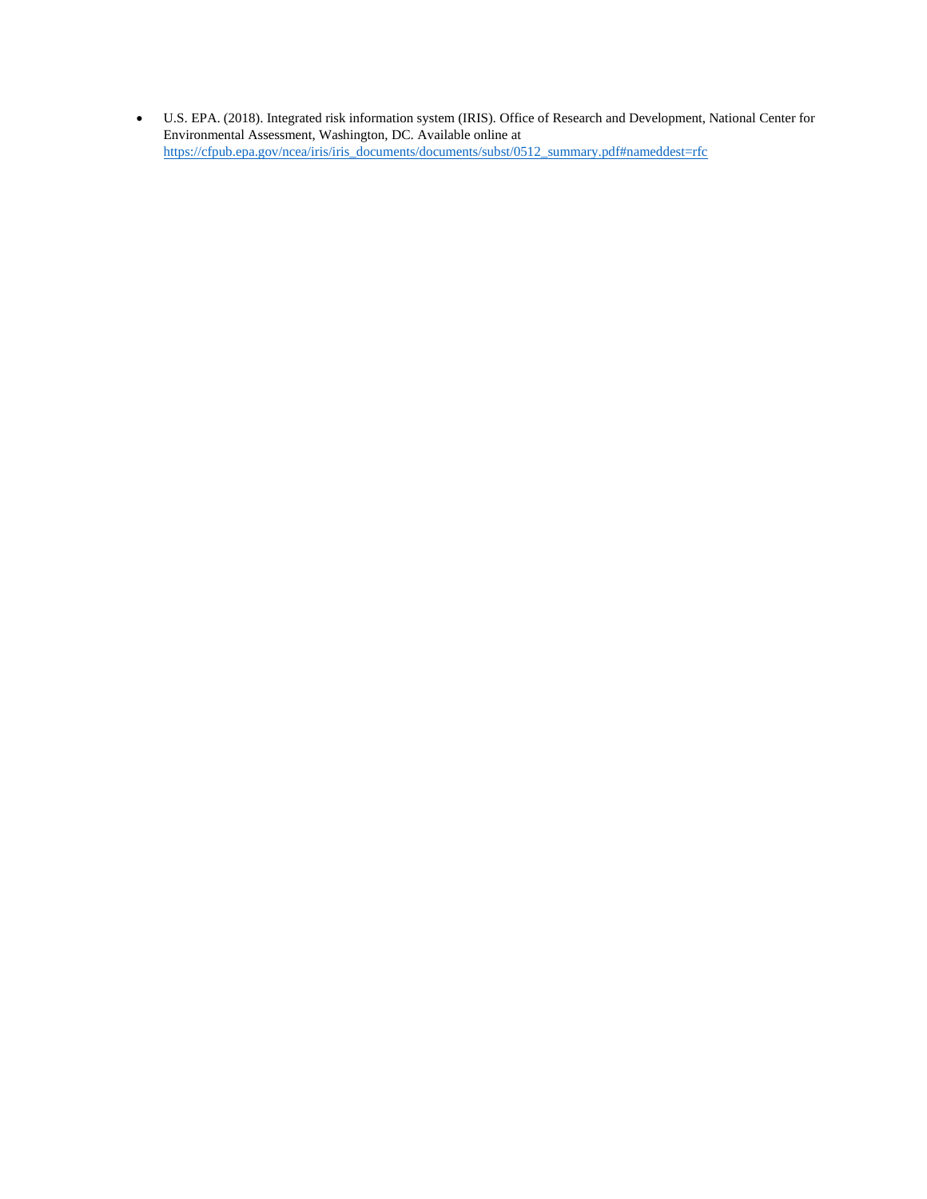- U.S. EPA. (2018). Integrated risk information system (IRIS). Office of Research and Development, National Center for Environmental Assessment, Washington, DC. Available online at https://cfpub.epa.gov/ncea/iris/iris_documents/documents/subst/0512_summary.pdf#nameddest=rfc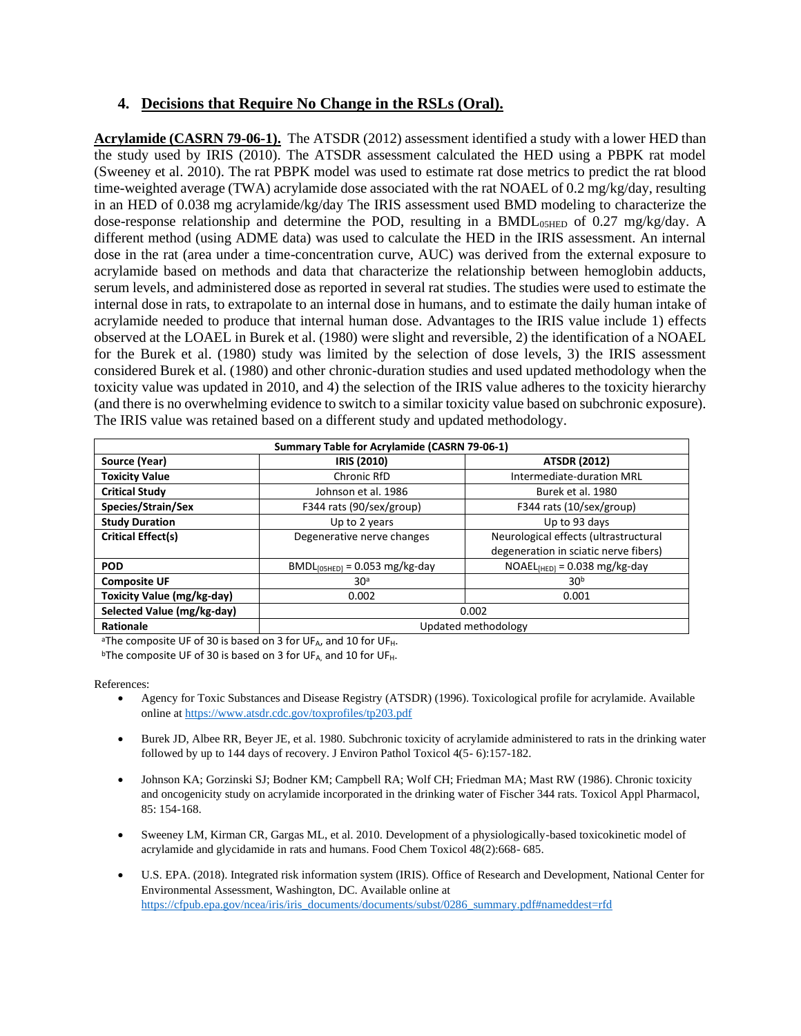## 4. Decisions that Require No Change in the RSLs (Oral).

**Acrylamide (CASRN 79-06-1).** The ATSDR (2012) assessment identified a study with a lower HED than the study used by IRIS (2010). The ATSDR assessment calculated the HED using a PBPK rat model (Sweeney et al. 2010). The rat PBPK model was used to estimate rat dose metrics to predict the rat blood time-weighted average (TWA) acrylamide dose associated with the rat NOAEL of 0.2 mg/kg/day, resulting in an HED of 0.038 mg acrylamide/kg/day The IRIS assessment used BMD modeling to characterize the dose-response relationship and determine the POD, resulting in a $BMDL_{05HED}$ of 0.27 mg/kg/day. A different method (using ADME data) was used to calculate the HED in the IRIS assessment. An internal dose in the rat (area under a time-concentration curve, AUC) was derived from the external exposure to acrylamide based on methods and data that characterize the relationship between hemoglobin adducts, serum levels, and administered dose as reported in several rat studies. The studies were used to estimate the internal dose in rats, to extrapolate to an internal dose in humans, and to estimate the daily human intake of acrylamide needed to produce that internal human dose. Advantages to the IRIS value include 1) effects observed at the LOAEL in Burek et al. (1980) were slight and reversible, 2) the identification of a NOAEL for the Burek et al. (1980) study was limited by the selection of dose levels, 3) the IRIS assessment considered Burek et al. (1980) and other chronic-duration studies and used updated methodology when the toxicity value was updated in 2010, and 4) the selection of the IRIS value adheres to the toxicity hierarchy (and there is no overwhelming evidence to switch to a similar toxicity value based on subchronic exposure). The IRIS value was retained based on a different study and updated methodology.

| Summary Table for Acrylamide (CASRN 79-06-1) | | |
|---|---|---|
| **Source (Year)** | **IRIS (2010)** | **ATSDR (2012)** |
| **Toxicity Value** | Chronic RfD | Intermediate-duration MRL |
| **Critical Study** | Johnson et al. 1986 | Burek et al. 1980 |
| **Species/Strain/Sex** | F344 rats (90/sex/group) | F344 rats (10/sex/group) |
| **Study Duration** | Up to 2 years | Up to 93 days |
| **Critical Effect(s)** | Degenerative nerve changes | Neurological effects (ultrastructural degeneration in sciatic nerve fibers) |
| **POD** | $BMDL_{[05HED]}$ = 0.053 mg/kg-day | $NOAEL_{[HED]}$ = 0.038 mg/kg-day |
| **Composite UF** | 30[a] | 30[b] |
| **Toxicity Value (mg/kg-day)** | 0.002 | 0.001 |
| **Selected Value (mg/kg-day)** | 0.002 | |
| **Rationale** | Updated methodology | |

[a]The composite UF of 30 is based on 3 for $UF_A$, and 10 for $UF_H$.

[b]The composite UF of 30 is based on 3 for $UF_A$, and 10 for $UF_H$.

References:

- Agency for Toxic Substances and Disease Registry (ATSDR) (1996). Toxicological profile for acrylamide. Available online at https://www.atsdr.cdc.gov/toxprofiles/tp203.pdf
- Burek JD, Albee RR, Beyer JE, et al. 1980. Subchronic toxicity of acrylamide administered to rats in the drinking water followed by up to 144 days of recovery. J Environ Pathol Toxicol 4(5- 6):157-182.
- Johnson KA; Gorzinski SJ; Bodner KM; Campbell RA; Wolf CH; Friedman MA; Mast RW (1986). Chronic toxicity and oncogenicity study on acrylamide incorporated in the drinking water of Fischer 344 rats. Toxicol Appl Pharmacol, 85: 154-168.
- Sweeney LM, Kirman CR, Gargas ML, et al. 2010. Development of a physiologically-based toxicokinetic model of acrylamide and glycidamide in rats and humans. Food Chem Toxicol 48(2):668- 685.
- U.S. EPA. (2018). Integrated risk information system (IRIS). Office of Research and Development, National Center for Environmental Assessment, Washington, DC. Available online at https://cfpub.epa.gov/ncea/iris/iris_documents/documents/subst/0286_summary.pdf#nameddest=rfd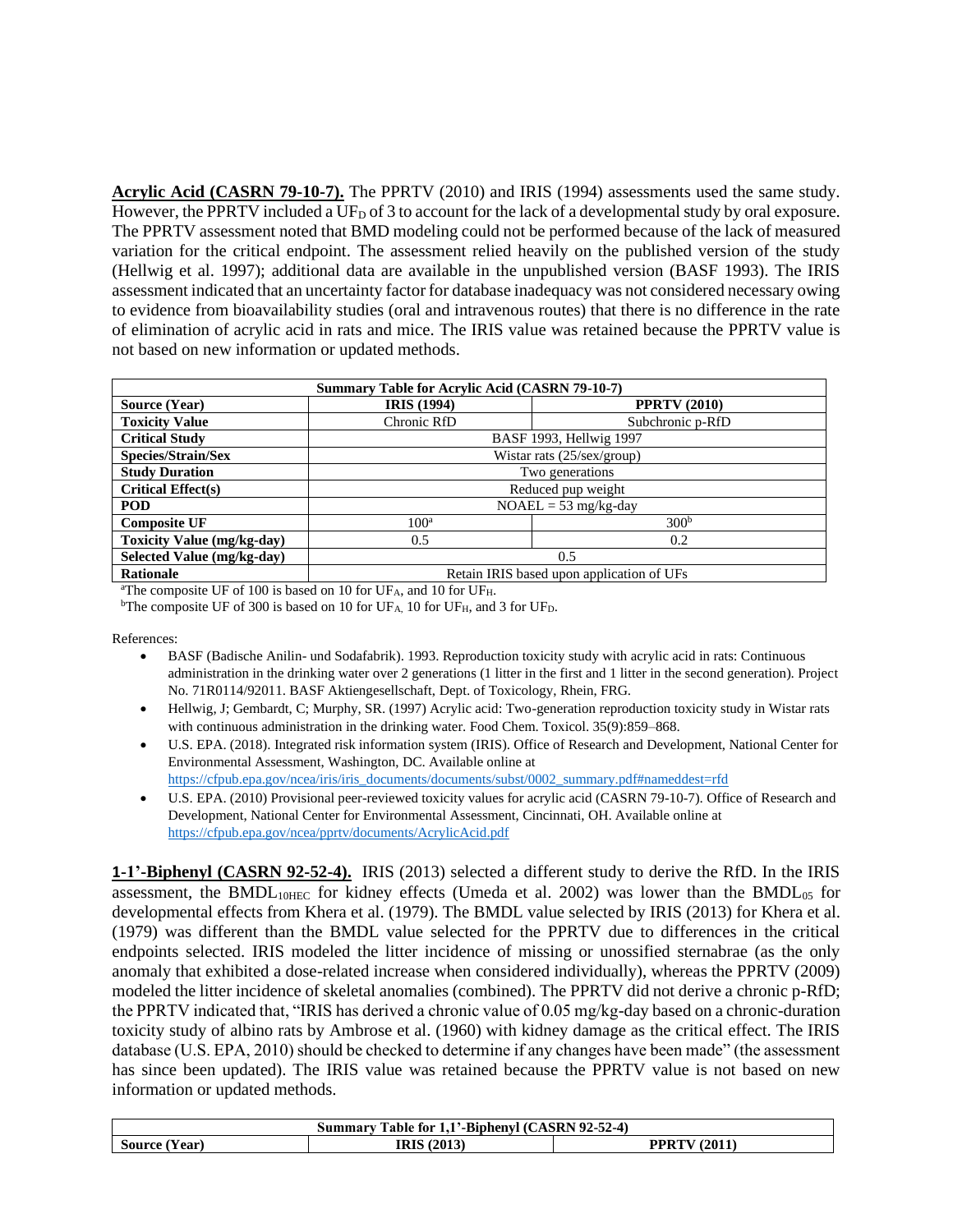**Acrylic Acid (CASRN 79-10-7).** The PPRTV (2010) and IRIS (1994) assessments used the same study. However, the PPRTV included a $UF_D$ of 3 to account for the lack of a developmental study by oral exposure. The PPRTV assessment noted that BMD modeling could not be performed because of the lack of measured variation for the critical endpoint. The assessment relied heavily on the published version of the study (Hellwig et al. 1997); additional data are available in the unpublished version (BASF 1993). The IRIS assessment indicated that an uncertainty factor for database inadequacy was not considered necessary owing to evidence from bioavailability studies (oral and intravenous routes) that there is no difference in the rate of elimination of acrylic acid in rats and mice. The IRIS value was retained because the PPRTV value is not based on new information or updated methods.

| Summary Table for Acrylic Acid (CASRN 79-10-7) | | |
|---|---|---|
| **Source (Year)** | **IRIS (1994)** | **PPRTV (2010)** |
| **Toxicity Value** | Chronic RfD | Subchronic p-RfD |
| **Critical Study** | BASF 1993, Hellwig 1997 | |
| **Species/Strain/Sex** | Wistar rats (25/sex/group) | |
| **Study Duration** | Two generations | |
| **Critical Effect(s)** | Reduced pup weight | |
| **POD** | NOAEL = 53 mg/kg-day | |
| **Composite UF** | 100[a] | 300[b] |
| **Toxicity Value (mg/kg-day)** | 0.5 | 0.2 |
| **Selected Value (mg/kg-day)** | 0.5 | |
| **Rationale** | Retain IRIS based upon application of UFs | |

[a]The composite UF of 100 is based on 10 for $UF_A$, and 10 for $UF_H$.

[b]The composite UF of 300 is based on 10 for $UF_A$, 10 for $UF_H$, and 3 for $UF_D$.

References:

- BASF (Badische Anilin- und Sodafabrik). 1993. Reproduction toxicity study with acrylic acid in rats: Continuous administration in the drinking water over 2 generations (1 litter in the first and 1 litter in the second generation). Project No. 71R0114/92011. BASF Aktiengesellschaft, Dept. of Toxicology, Rhein, FRG.
- Hellwig, J; Gembardt, C; Murphy, SR. (1997) Acrylic acid: Two-generation reproduction toxicity study in Wistar rats with continuous administration in the drinking water. Food Chem. Toxicol. 35(9):859–868.
- U.S. EPA. (2018). Integrated risk information system (IRIS). Office of Research and Development, National Center for Environmental Assessment, Washington, DC. Available online at https://cfpub.epa.gov/ncea/iris/iris_documents/documents/subst/0002_summary.pdf#nameddest=rfd
- U.S. EPA. (2010) Provisional peer-reviewed toxicity values for acrylic acid (CASRN 79-10-7). Office of Research and Development, National Center for Environmental Assessment, Cincinnati, OH. Available online at https://cfpub.epa.gov/ncea/pprtv/documents/AcrylicAcid.pdf

**1-1'-Biphenyl (CASRN 92-52-4).** IRIS (2013) selected a different study to derive the RfD. In the IRIS assessment, the $BMDL_{10HEC}$ for kidney effects (Umeda et al. 2002) was lower than the $BMDL_{05}$ for developmental effects from Khera et al. (1979). The BMDL value selected by IRIS (2013) for Khera et al. (1979) was different than the BMDL value selected for the PPRTV due to differences in the critical endpoints selected. IRIS modeled the litter incidence of missing or unossified sternabrae (as the only anomaly that exhibited a dose-related increase when considered individually), whereas the PPRTV (2009) modeled the litter incidence of skeletal anomalies (combined). The PPRTV did not derive a chronic p-RfD; the PPRTV indicated that, "IRIS has derived a chronic value of 0.05 mg/kg-day based on a chronic-duration toxicity study of albino rats by Ambrose et al. (1960) with kidney damage as the critical effect. The IRIS database (U.S. EPA, 2010) should be checked to determine if any changes have been made" (the assessment has since been updated). The IRIS value was retained because the PPRTV value is not based on new information or updated methods.

| Summary Table for 1,1'-Biphenyl (CASRN 92-52-4) | | |
|---|---|---|
| **Source (Year)** | **IRIS (2013)** | **PPRTV (2011)** |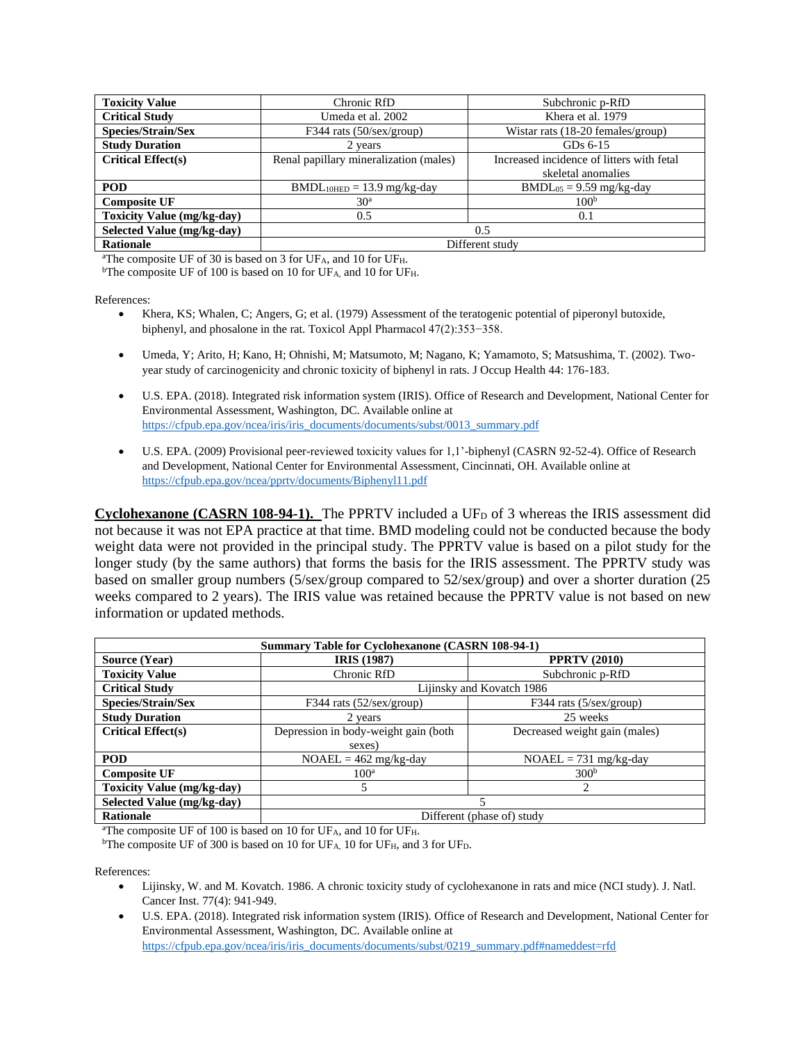| | | |
|---|---|---|
| **Toxicity Value** | Chronic RfD | Subchronic p-RfD |
| **Critical Study** | Umeda et al. 2002 | Khera et al. 1979 |
| **Species/Strain/Sex** | F344 rats (50/sex/group) | Wistar rats (18-20 females/group) |
| **Study Duration** | 2 years | GDs 6-15 |
| **Critical Effect(s)** | Renal papillary mineralization (males) | Increased incidence of litters with fetal skeletal anomalies |
| **POD** | $BMDL_{10HED}$ = 13.9 mg/kg-day | $BMDL_{05}$ = 9.59 mg/kg-day |
| **Composite UF** | 30[a] | 100[b] |
| **Toxicity Value (mg/kg-day)** | 0.5 | 0.1 |
| **Selected Value (mg/kg-day)** | 0.5 | |
| **Rationale** | Different study | |

[a]The composite UF of 30 is based on 3 for $UF_A$, and 10 for $UF_H$.

[b]The composite UF of 100 is based on 10 for $UF_A$, and 10 for $UF_H$.

References:

- Khera, KS; Whalen, C; Angers, G; et al. (1979) Assessment of the teratogenic potential of piperonyl butoxide, biphenyl, and phosalone in the rat. Toxicol Appl Pharmacol 47(2):353−358.
- Umeda, Y; Arito, H; Kano, H; Ohnishi, M; Matsumoto, M; Nagano, K; Yamamoto, S; Matsushima, T. (2002). Two-year study of carcinogenicity and chronic toxicity of biphenyl in rats. J Occup Health 44: 176-183.
- U.S. EPA. (2018). Integrated risk information system (IRIS). Office of Research and Development, National Center for Environmental Assessment, Washington, DC. Available online at https://cfpub.epa.gov/ncea/iris/iris_documents/documents/subst/0013_summary.pdf
- U.S. EPA. (2009) Provisional peer-reviewed toxicity values for 1,1'-biphenyl (CASRN 92-52-4). Office of Research and Development, National Center for Environmental Assessment, Cincinnati, OH. Available online at https://cfpub.epa.gov/ncea/pprtv/documents/Biphenyl11.pdf

**Cyclohexanone (CASRN 108-94-1).** The PPRTV included a $UF_D$ of 3 whereas the IRIS assessment did not because it was not EPA practice at that time. BMD modeling could not be conducted because the body weight data were not provided in the principal study. The PPRTV value is based on a pilot study for the longer study (by the same authors) that forms the basis for the IRIS assessment. The PPRTV study was based on smaller group numbers (5/sex/group compared to 52/sex/group) and over a shorter duration (25 weeks compared to 2 years). The IRIS value was retained because the PPRTV value is not based on new information or updated methods.

| Summary Table for Cyclohexanone (CASRN 108-94-1) | | |
|---|---|---|
| **Source (Year)** | **IRIS (1987)** | **PPRTV (2010)** |
| **Toxicity Value** | Chronic RfD | Subchronic p-RfD |
| **Critical Study** | Lijinsky and Kovatch 1986 | |
| **Species/Strain/Sex** | F344 rats (52/sex/group) | F344 rats (5/sex/group) |
| **Study Duration** | 2 years | 25 weeks |
| **Critical Effect(s)** | Depression in body-weight gain (both sexes) | Decreased weight gain (males) |
| **POD** | NOAEL = 462 mg/kg-day | NOAEL = 731 mg/kg-day |
| **Composite UF** | 100[a] | 300[b] |
| **Toxicity Value (mg/kg-day)** | 5 | 2 |
| **Selected Value (mg/kg-day)** | 5 | |
| **Rationale** | Different (phase of) study | |

[a]The composite UF of 100 is based on 10 for $UF_A$, and 10 for $UF_H$.

[b]The composite UF of 300 is based on 10 for $UF_A$, 10 for $UF_H$, and 3 for $UF_D$.

References:

- Lijinsky, W. and M. Kovatch. 1986. A chronic toxicity study of cyclohexanone in rats and mice (NCI study). J. Natl. Cancer Inst. 77(4): 941-949.
- U.S. EPA. (2018). Integrated risk information system (IRIS). Office of Research and Development, National Center for Environmental Assessment, Washington, DC. Available online at https://cfpub.epa.gov/ncea/iris/iris_documents/documents/subst/0219_summary.pdf#nameddest=rfd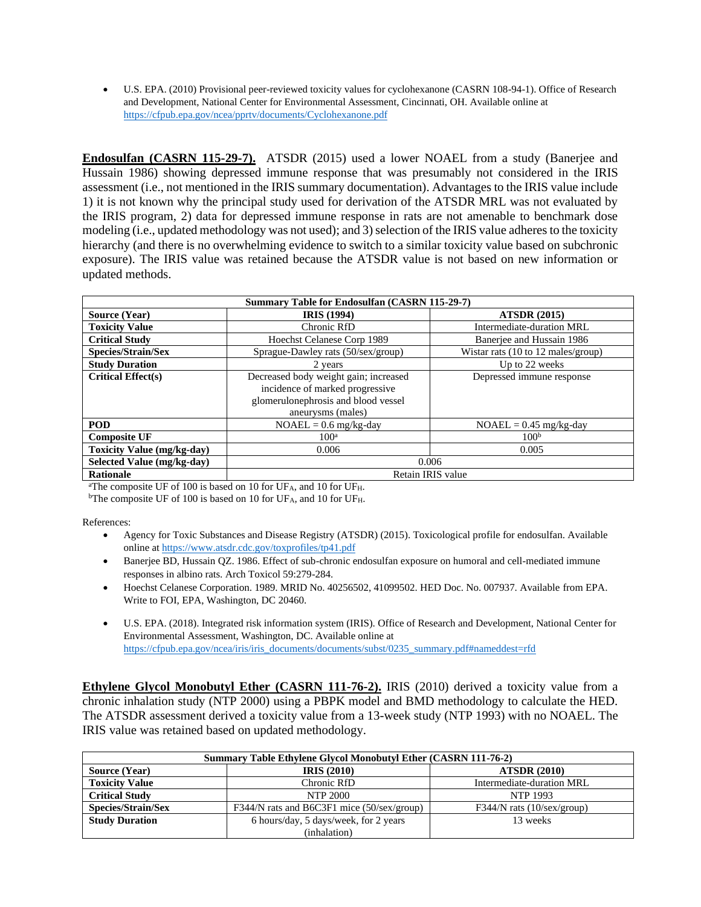- U.S. EPA. (2010) Provisional peer-reviewed toxicity values for cyclohexanone (CASRN 108-94-1). Office of Research and Development, National Center for Environmental Assessment, Cincinnati, OH. Available online at https://cfpub.epa.gov/ncea/pprtv/documents/Cyclohexanone.pdf

**Endosulfan (CASRN 115-29-7).** ATSDR (2015) used a lower NOAEL from a study (Banerjee and Hussain 1986) showing depressed immune response that was presumably not considered in the IRIS assessment (i.e., not mentioned in the IRIS summary documentation). Advantages to the IRIS value include 1) it is not known why the principal study used for derivation of the ATSDR MRL was not evaluated by the IRIS program, 2) data for depressed immune response in rats are not amenable to benchmark dose modeling (i.e., updated methodology was not used); and 3) selection of the IRIS value adheres to the toxicity hierarchy (and there is no overwhelming evidence to switch to a similar toxicity value based on subchronic exposure). The IRIS value was retained because the ATSDR value is not based on new information or updated methods.

| Summary Table for Endosulfan (CASRN 115-29-7) | | |
|---|---|---|
| **Source (Year)** | **IRIS (1994)** | **ATSDR (2015)** |
| **Toxicity Value** | Chronic RfD | Intermediate-duration MRL |
| **Critical Study** | Hoechst Celanese Corp 1989 | Banerjee and Hussain 1986 |
| **Species/Strain/Sex** | Sprague-Dawley rats (50/sex/group) | Wistar rats (10 to 12 males/group) |
| **Study Duration** | 2 years | Up to 22 weeks |
| **Critical Effect(s)** | Decreased body weight gain; increased incidence of marked progressive glomerulonephrosis and blood vessel aneurysms (males) | Depressed immune response |
| **POD** | NOAEL = 0.6 mg/kg-day | NOAEL = 0.45 mg/kg-day |
| **Composite UF** | 100[a] | 100[b] |
| **Toxicity Value (mg/kg-day)** | 0.006 | 0.005 |
| **Selected Value (mg/kg-day)** | 0.006 | |
| **Rationale** | Retain IRIS value | |

[a]The composite UF of 100 is based on 10 for $UF_A$, and 10 for $UF_H$.
[b]The composite UF of 100 is based on 10 for $UF_A$, and 10 for $UF_H$.

References:

- Agency for Toxic Substances and Disease Registry (ATSDR) (2015). Toxicological profile for endosulfan. Available online at https://www.atsdr.cdc.gov/toxprofiles/tp41.pdf
- Banerjee BD, Hussain QZ. 1986. Effect of sub-chronic endosulfan exposure on humoral and cell-mediated immune responses in albino rats. Arch Toxicol 59:279-284.
- Hoechst Celanese Corporation. 1989. MRID No. 40256502, 41099502. HED Doc. No. 007937. Available from EPA. Write to FOI, EPA, Washington, DC 20460.
- U.S. EPA. (2018). Integrated risk information system (IRIS). Office of Research and Development, National Center for Environmental Assessment, Washington, DC. Available online at https://cfpub.epa.gov/ncea/iris/iris_documents/documents/subst/0235_summary.pdf#nameddest=rfd

**Ethylene Glycol Monobutyl Ether (CASRN 111-76-2).** IRIS (2010) derived a toxicity value from a chronic inhalation study (NTP 2000) using a PBPK model and BMD methodology to calculate the HED. The ATSDR assessment derived a toxicity value from a 13-week study (NTP 1993) with no NOAEL. The IRIS value was retained based on updated methodology.

| Summary Table Ethylene Glycol Monobutyl Ether (CASRN 111-76-2) | | |
|---|---|---|
| **Source (Year)** | **IRIS (2010)** | **ATSDR (2010)** |
| **Toxicity Value** | Chronic RfD | Intermediate-duration MRL |
| **Critical Study** | NTP 2000 | NTP 1993 |
| **Species/Strain/Sex** | F344/N rats and B6C3F1 mice (50/sex/group) | F344/N rats (10/sex/group) |
| **Study Duration** | 6 hours/day, 5 days/week, for 2 years (inhalation) | 13 weeks |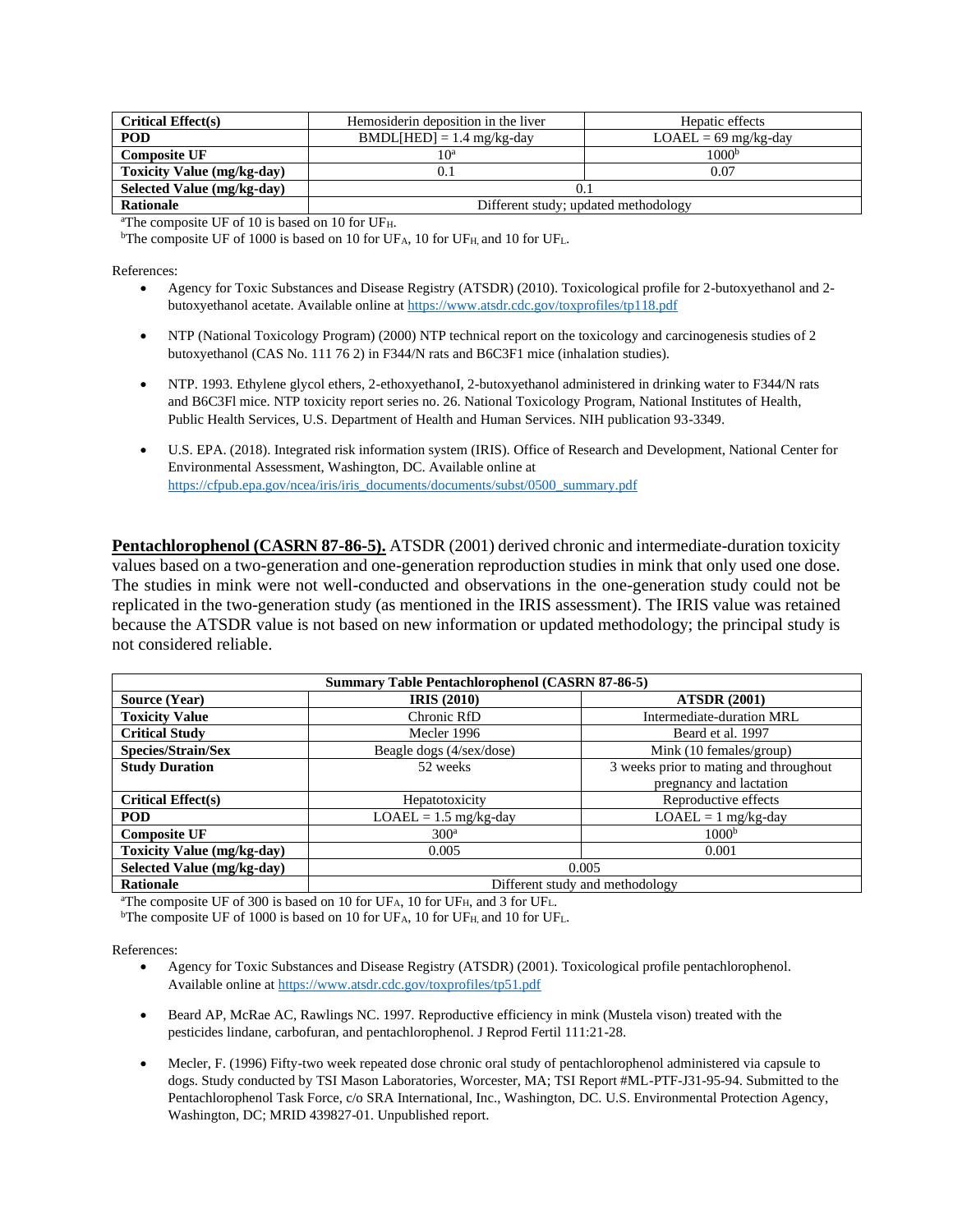| | | |
|---|---|---|
| **Critical Effect(s)** | Hemosiderin deposition in the liver | Hepatic effects |
| **POD** | BMDL[HED] = 1.4 mg/kg-day | LOAEL = 69 mg/kg-day |
| **Composite UF** | 10[a] | 1000[b] |
| **Toxicity Value (mg/kg-day)** | 0.1 | 0.07 |
| **Selected Value (mg/kg-day)** | 0.1 | |
| **Rationale** | Different study; updated methodology | |

[a]The composite UF of 10 is based on 10 for $UF_H$.

[b]The composite UF of 1000 is based on 10 for $UF_A$, 10 for $UF_H$, and 10 for $UF_L$.

References:

- Agency for Toxic Substances and Disease Registry (ATSDR) (2010). Toxicological profile for 2-butoxyethanol and 2-butoxyethanol acetate. Available online at https://www.atsdr.cdc.gov/toxprofiles/tp118.pdf
- NTP (National Toxicology Program) (2000) NTP technical report on the toxicology and carcinogenesis studies of 2 butoxyethanol (CAS No. 111 76 2) in F344/N rats and B6C3F1 mice (inhalation studies).
- NTP. 1993. Ethylene glycol ethers, 2-ethoxyethanoI, 2-butoxyethanol administered in drinking water to F344/N rats and B6C3Fl mice. NTP toxicity report series no. 26. National Toxicology Program, National Institutes of Health, Public Health Services, U.S. Department of Health and Human Services. NIH publication 93-3349.
- U.S. EPA. (2018). Integrated risk information system (IRIS). Office of Research and Development, National Center for Environmental Assessment, Washington, DC. Available online at https://cfpub.epa.gov/ncea/iris/iris_documents/documents/subst/0500_summary.pdf

**Pentachlorophenol (CASRN 87-86-5).** ATSDR (2001) derived chronic and intermediate-duration toxicity values based on a two-generation and one-generation reproduction studies in mink that only used one dose. The studies in mink were not well-conducted and observations in the one-generation study could not be replicated in the two-generation study (as mentioned in the IRIS assessment). The IRIS value was retained because the ATSDR value is not based on new information or updated methodology; the principal study is not considered reliable.

| **Summary Table Pentachlorophenol (CASRN 87-86-5)** | | |
|---|---|---|
| **Source (Year)** | **IRIS (2010)** | **ATSDR (2001)** |
| **Toxicity Value** | Chronic RfD | Intermediate-duration MRL |
| **Critical Study** | Mecler 1996 | Beard et al. 1997 |
| **Species/Strain/Sex** | Beagle dogs (4/sex/dose) | Mink (10 females/group) |
| **Study Duration** | 52 weeks | 3 weeks prior to mating and throughout pregnancy and lactation |
| **Critical Effect(s)** | Hepatotoxicity | Reproductive effects |
| **POD** | LOAEL = 1.5 mg/kg-day | LOAEL = 1 mg/kg-day |
| **Composite UF** | 300[a] | 1000[b] |
| **Toxicity Value (mg/kg-day)** | 0.005 | 0.001 |
| **Selected Value (mg/kg-day)** | 0.005 | |
| **Rationale** | Different study and methodology | |

[a]The composite UF of 300 is based on 10 for $UF_A$, 10 for $UF_H$, and 3 for $UF_L$.

[b]The composite UF of 1000 is based on 10 for $UF_A$, 10 for $UF_H$, and 10 for $UF_L$.

References:

- Agency for Toxic Substances and Disease Registry (ATSDR) (2001). Toxicological profile pentachlorophenol. Available online at https://www.atsdr.cdc.gov/toxprofiles/tp51.pdf
- Beard AP, McRae AC, Rawlings NC. 1997. Reproductive efficiency in mink (Mustela vison) treated with the pesticides lindane, carbofuran, and pentachlorophenol. J Reprod Fertil 111:21-28.
- Mecler, F. (1996) Fifty-two week repeated dose chronic oral study of pentachlorophenol administered via capsule to dogs. Study conducted by TSI Mason Laboratories, Worcester, MA; TSI Report #ML-PTF-J31-95-94. Submitted to the Pentachlorophenol Task Force, c/o SRA International, Inc., Washington, DC. U.S. Environmental Protection Agency, Washington, DC; MRID 439827-01. Unpublished report.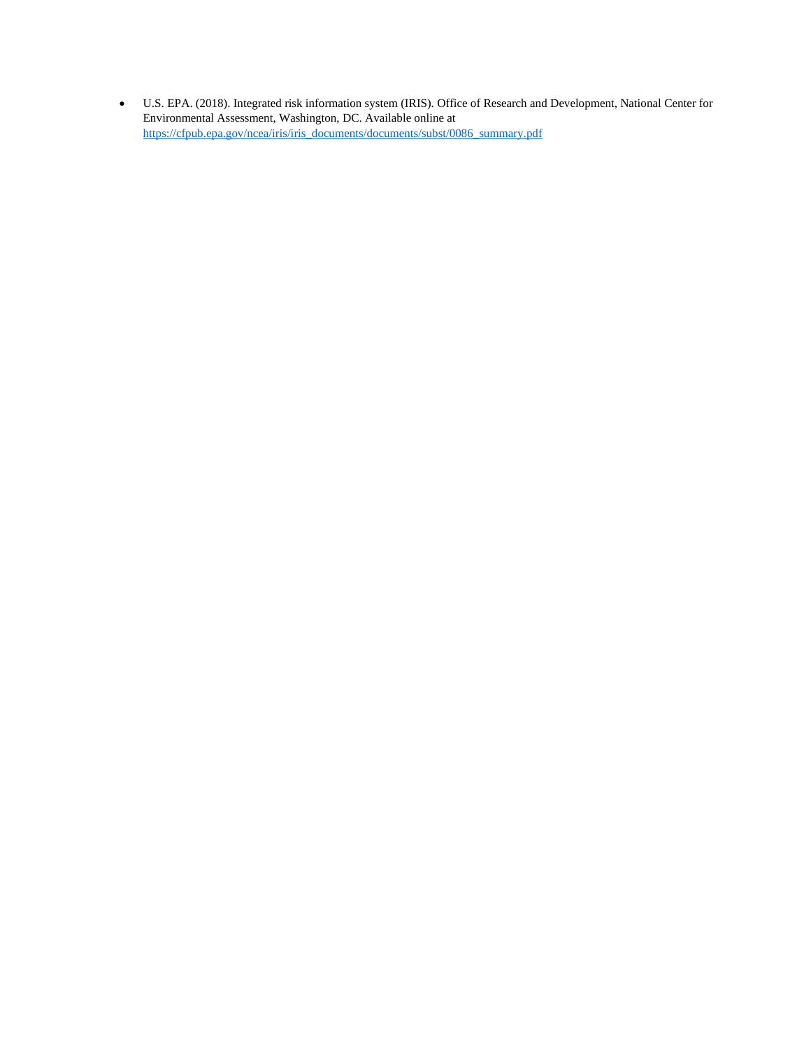- U.S. EPA. (2018). Integrated risk information system (IRIS). Office of Research and Development, National Center for Environmental Assessment, Washington, DC. Available online at https://cfpub.epa.gov/ncea/iris/iris_documents/documents/subst/0086_summary.pdf